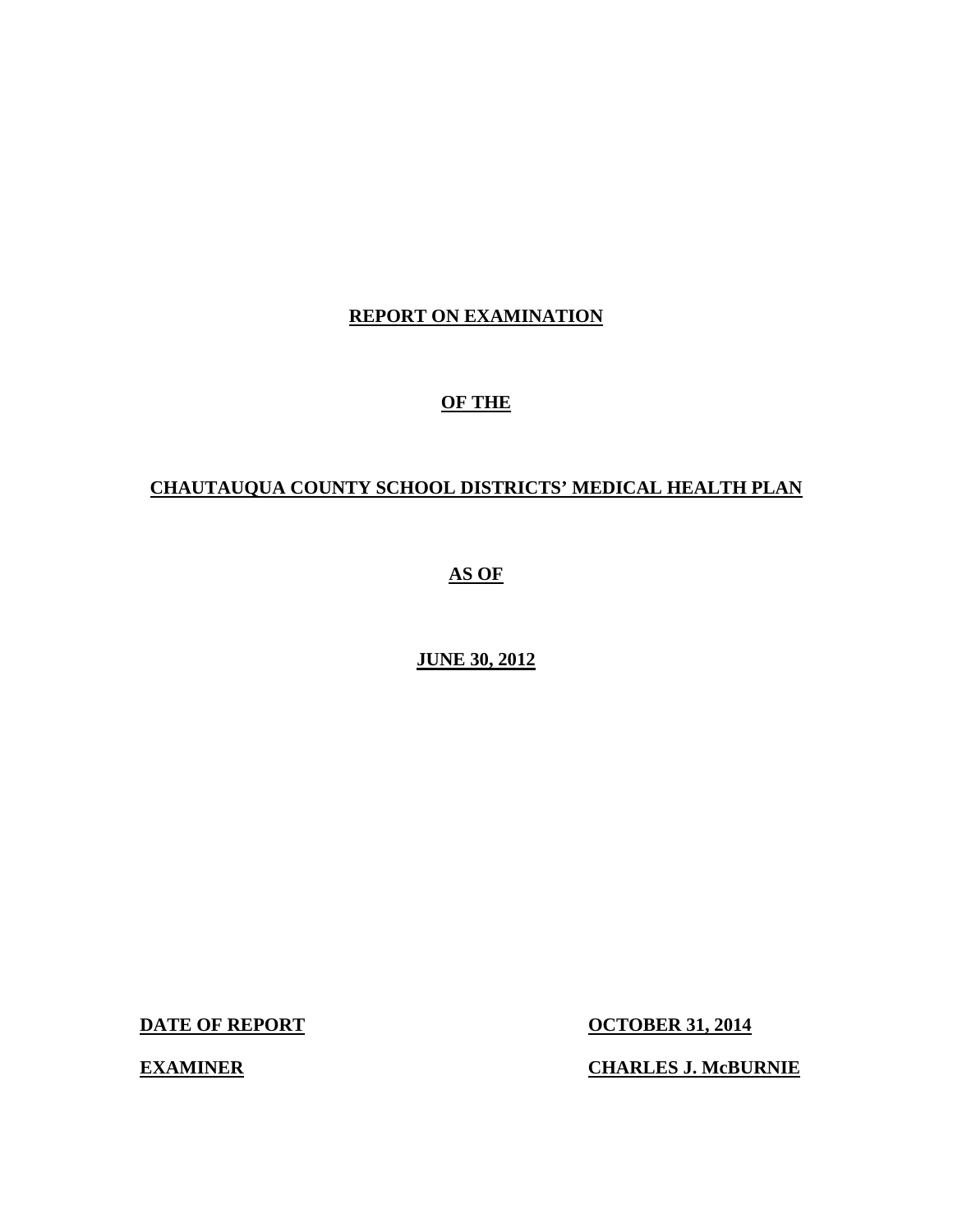# REPORT ON EXAMINATION

# OF THE

# CHAUTAUQUA COUNTY SCHOOL DISTRICTS' MEDICAL HEALTH PLAN

# AS OF

# JUNE 30, 2012

**DATE OF REPORT** **OCTOBER 31, 2014**

**EXAMINER** **CHARLES J. McBURNIE**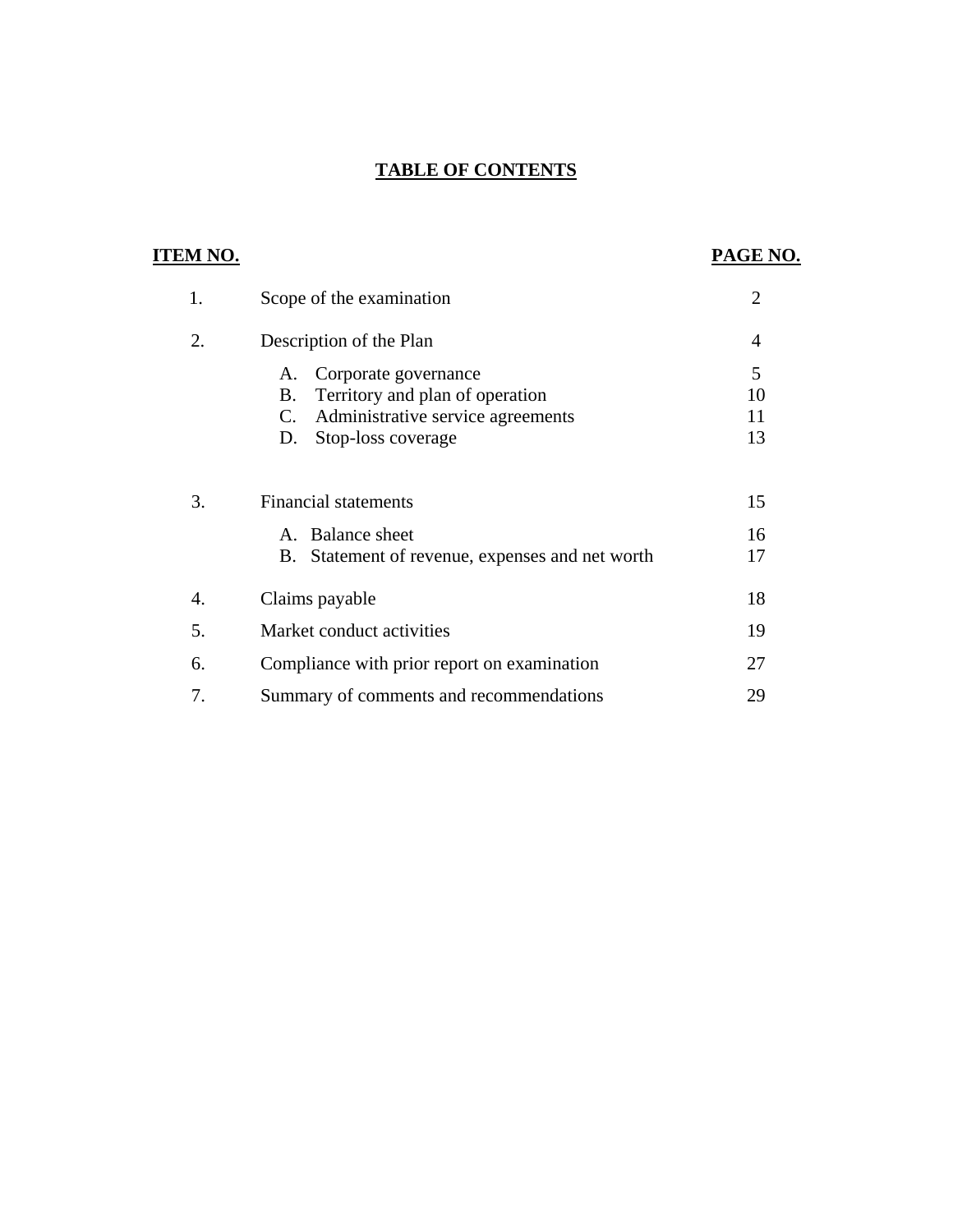# TABLE OF CONTENTS

| ITEM NO. | | PAGE NO. |
|---|---|---|
| 1. | Scope of the examination | 2 |
| 2. | Description of the Plan | 4 |
| | A. Corporate governance | 5 |
| | B. Territory and plan of operation | 10 |
| | C. Administrative service agreements | 11 |
| | D. Stop-loss coverage | 13 |
| 3. | Financial statements | 15 |
| | A. Balance sheet | 16 |
| | B. Statement of revenue, expenses and net worth | 17 |
| 4. | Claims payable | 18 |
| 5. | Market conduct activities | 19 |
| 6. | Compliance with prior report on examination | 27 |
| 7. | Summary of comments and recommendations | 29 |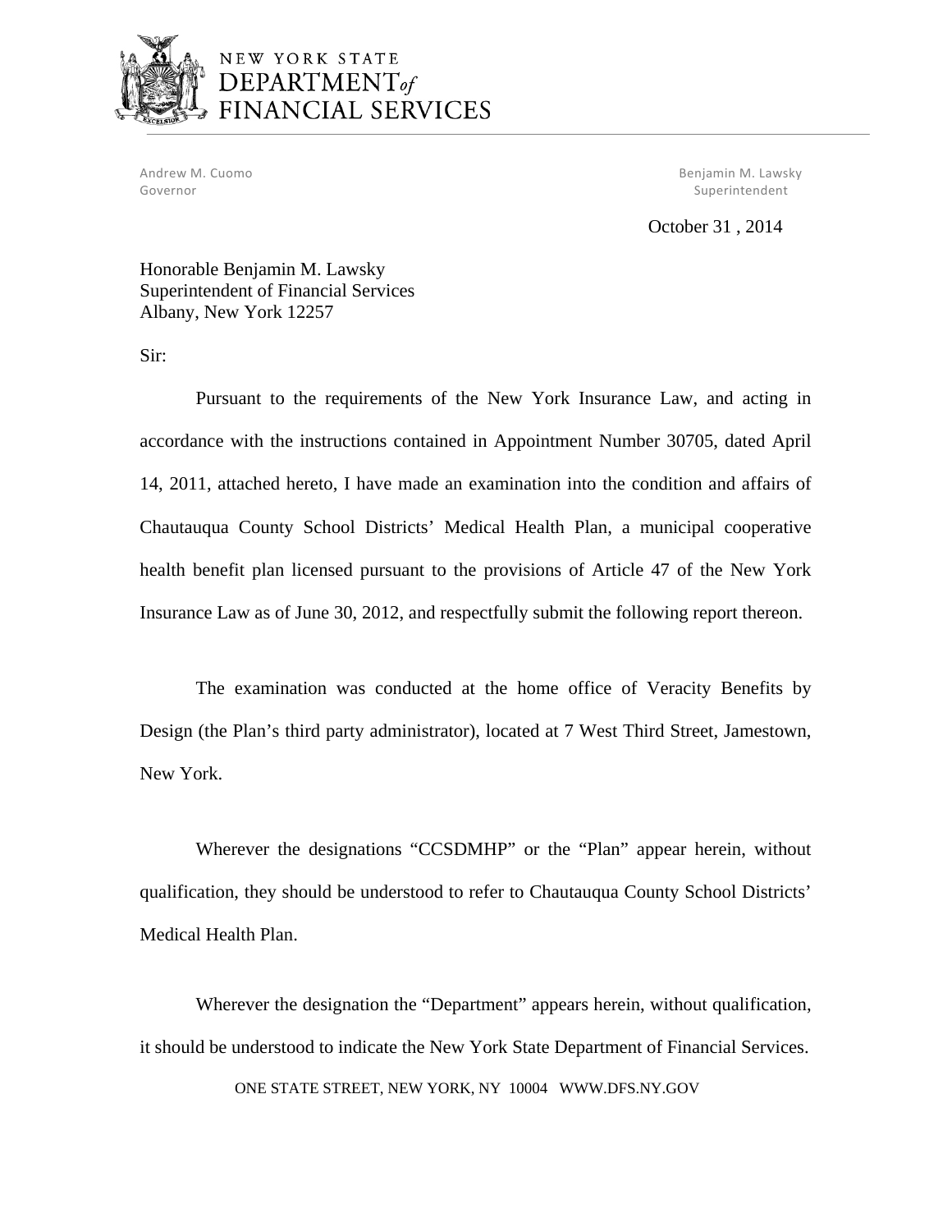NEW YORK STATE
DEPARTMENT *of*
FINANCIAL SERVICES

Andrew M. Cuomo
Governor

Benjamin M. Lawsky
Superintendent

October 31 , 2014

Honorable Benjamin M. Lawsky
Superintendent of Financial Services
Albany, New York 12257

Sir:

Pursuant to the requirements of the New York Insurance Law, and acting in accordance with the instructions contained in Appointment Number 30705, dated April 14, 2011, attached hereto, I have made an examination into the condition and affairs of Chautauqua County School Districts' Medical Health Plan, a municipal cooperative health benefit plan licensed pursuant to the provisions of Article 47 of the New York Insurance Law as of June 30, 2012, and respectfully submit the following report thereon.

The examination was conducted at the home office of Veracity Benefits by Design (the Plan's third party administrator), located at 7 West Third Street, Jamestown, New York.

Wherever the designations "CCSDMHP" or the "Plan" appear herein, without qualification, they should be understood to refer to Chautauqua County School Districts' Medical Health Plan.

Wherever the designation the "Department" appears herein, without qualification, it should be understood to indicate the New York State Department of Financial Services.

ONE STATE STREET, NEW YORK, NY 10004 WWW.DFS.NY.GOV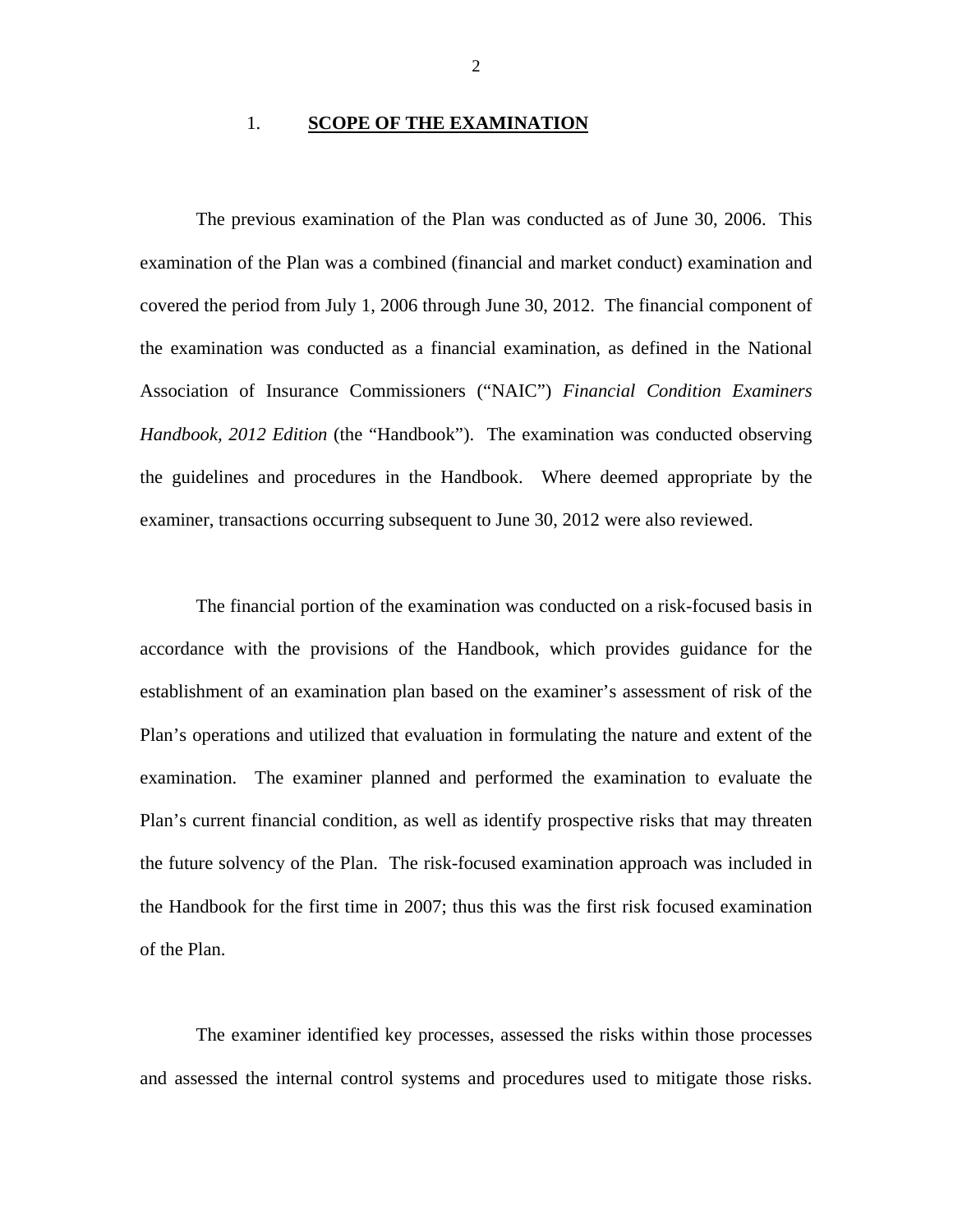## 1. SCOPE OF THE EXAMINATION

The previous examination of the Plan was conducted as of June 30, 2006. This examination of the Plan was a combined (financial and market conduct) examination and covered the period from July 1, 2006 through June 30, 2012. The financial component of the examination was conducted as a financial examination, as defined in the National Association of Insurance Commissioners ("NAIC") *Financial Condition Examiners Handbook, 2012 Edition* (the "Handbook"). The examination was conducted observing the guidelines and procedures in the Handbook. Where deemed appropriate by the examiner, transactions occurring subsequent to June 30, 2012 were also reviewed.

The financial portion of the examination was conducted on a risk-focused basis in accordance with the provisions of the Handbook, which provides guidance for the establishment of an examination plan based on the examiner's assessment of risk of the Plan's operations and utilized that evaluation in formulating the nature and extent of the examination. The examiner planned and performed the examination to evaluate the Plan's current financial condition, as well as identify prospective risks that may threaten the future solvency of the Plan. The risk-focused examination approach was included in the Handbook for the first time in 2007; thus this was the first risk focused examination of the Plan.

The examiner identified key processes, assessed the risks within those processes and assessed the internal control systems and procedures used to mitigate those risks.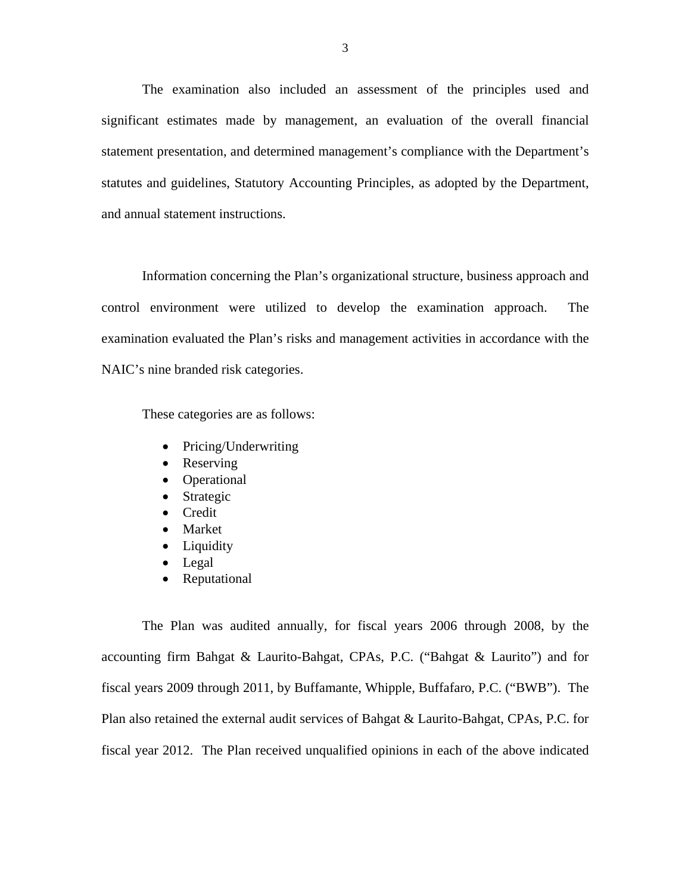The examination also included an assessment of the principles used and significant estimates made by management, an evaluation of the overall financial statement presentation, and determined management's compliance with the Department's statutes and guidelines, Statutory Accounting Principles, as adopted by the Department, and annual statement instructions.

Information concerning the Plan's organizational structure, business approach and control environment were utilized to develop the examination approach. The examination evaluated the Plan's risks and management activities in accordance with the NAIC's nine branded risk categories.

These categories are as follows:

- Pricing/Underwriting
- Reserving
- Operational
- Strategic
- Credit
- Market
- Liquidity
- Legal
- Reputational

The Plan was audited annually, for fiscal years 2006 through 2008, by the accounting firm Bahgat & Laurito-Bahgat, CPAs, P.C. ("Bahgat & Laurito") and for fiscal years 2009 through 2011, by Buffamante, Whipple, Buffafaro, P.C. ("BWB"). The Plan also retained the external audit services of Bahgat & Laurito-Bahgat, CPAs, P.C. for fiscal year 2012. The Plan received unqualified opinions in each of the above indicated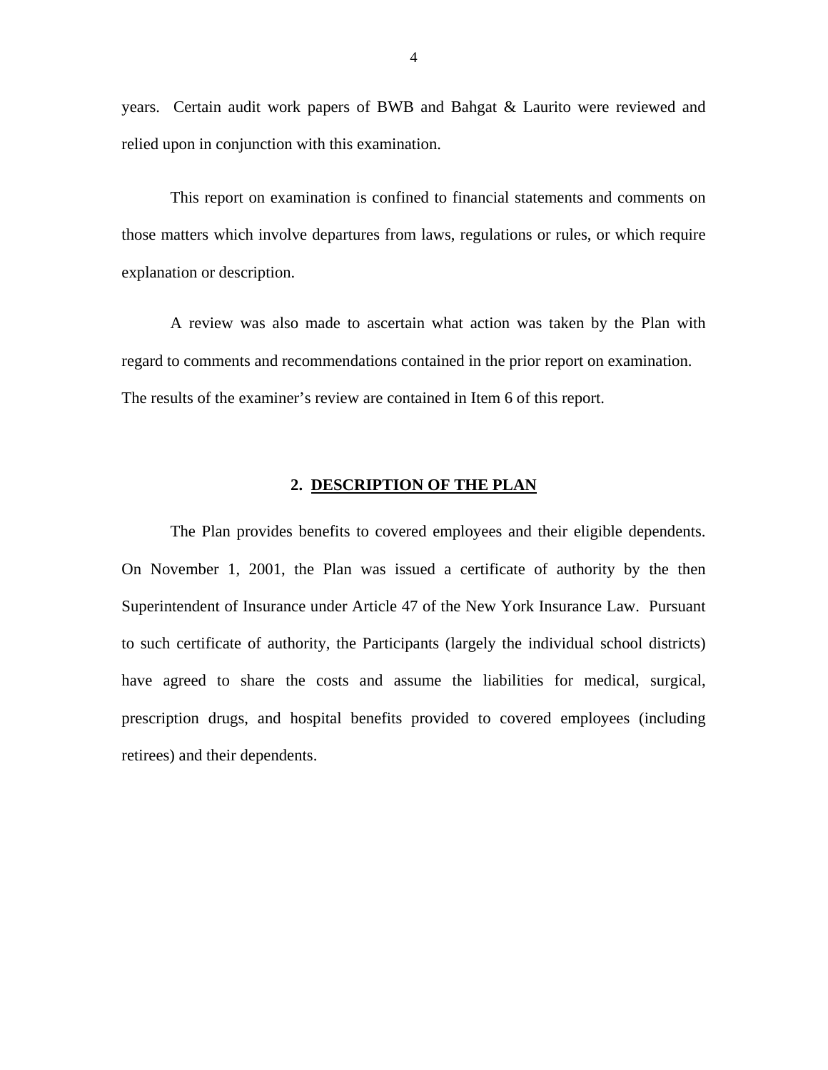years. Certain audit work papers of BWB and Bahgat & Laurito were reviewed and relied upon in conjunction with this examination.

This report on examination is confined to financial statements and comments on those matters which involve departures from laws, regulations or rules, or which require explanation or description.

A review was also made to ascertain what action was taken by the Plan with regard to comments and recommendations contained in the prior report on examination. The results of the examiner's review are contained in Item 6 of this report.

## 2. DESCRIPTION OF THE PLAN

The Plan provides benefits to covered employees and their eligible dependents. On November 1, 2001, the Plan was issued a certificate of authority by the then Superintendent of Insurance under Article 47 of the New York Insurance Law. Pursuant to such certificate of authority, the Participants (largely the individual school districts) have agreed to share the costs and assume the liabilities for medical, surgical, prescription drugs, and hospital benefits provided to covered employees (including retirees) and their dependents.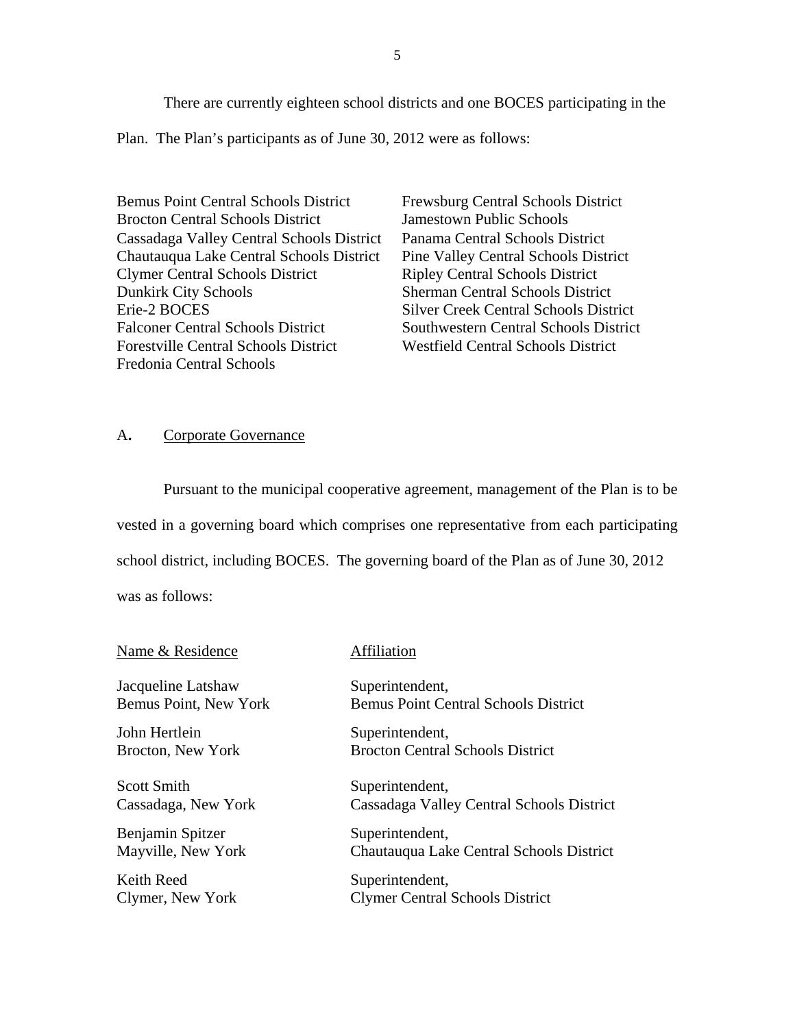There are currently eighteen school districts and one BOCES participating in the Plan. The Plan's participants as of June 30, 2012 were as follows:

| | |
|---|---|
| Bemus Point Central Schools District | Frewsburg Central Schools District |
| Brocton Central Schools District | Jamestown Public Schools |
| Cassadaga Valley Central Schools District | Panama Central Schools District |
| Chautauqua Lake Central Schools District | Pine Valley Central Schools District |
| Clymer Central Schools District | Ripley Central Schools District |
| Dunkirk City Schools | Sherman Central Schools District |
| Erie-2 BOCES | Silver Creek Central Schools District |
| Falconer Central Schools District | Southwestern Central Schools District |
| Forestville Central Schools District | Westfield Central Schools District |
| Fredonia Central Schools | |

## A. Corporate Governance

Pursuant to the municipal cooperative agreement, management of the Plan is to be vested in a governing board which comprises one representative from each participating school district, including BOCES. The governing board of the Plan as of June 30, 2012 was as follows:

| Name & Residence | Affiliation |
|---|---|
| Jacqueline Latshaw<br>Bemus Point, New York | Superintendent,<br>Bemus Point Central Schools District |
| John Hertlein<br>Brocton, New York | Superintendent,<br>Brocton Central Schools District |
| Scott Smith<br>Cassadaga, New York | Superintendent,<br>Cassadaga Valley Central Schools District |
| Benjamin Spitzer<br>Mayville, New York | Superintendent,<br>Chautauqua Lake Central Schools District |
| Keith Reed<br>Clymer, New York | Superintendent,<br>Clymer Central Schools District |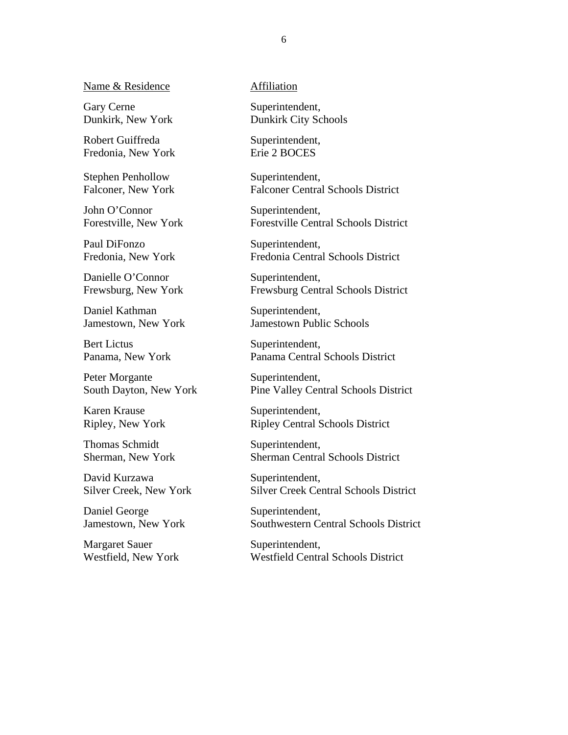| Name & Residence | Affiliation |
| --- | --- |
| Gary Cerne<br>Dunkirk, New York | Superintendent,<br>Dunkirk City Schools |
| Robert Guiffreda<br>Fredonia, New York | Superintendent,<br>Erie 2 BOCES |
| Stephen Penhollow<br>Falconer, New York | Superintendent,<br>Falconer Central Schools District |
| John O'Connor<br>Forestville, New York | Superintendent,<br>Forestville Central Schools District |
| Paul DiFonzo<br>Fredonia, New York | Superintendent,<br>Fredonia Central Schools District |
| Danielle O'Connor<br>Frewsburg, New York | Superintendent,<br>Frewsburg Central Schools District |
| Daniel Kathman<br>Jamestown, New York | Superintendent,<br>Jamestown Public Schools |
| Bert Lictus<br>Panama, New York | Superintendent,<br>Panama Central Schools District |
| Peter Morgante<br>South Dayton, New York | Superintendent,<br>Pine Valley Central Schools District |
| Karen Krause<br>Ripley, New York | Superintendent,<br>Ripley Central Schools District |
| Thomas Schmidt<br>Sherman, New York | Superintendent,<br>Sherman Central Schools District |
| David Kurzawa<br>Silver Creek, New York | Superintendent,<br>Silver Creek Central Schools District |
| Daniel George<br>Jamestown, New York | Superintendent,<br>Southwestern Central Schools District |
| Margaret Sauer<br>Westfield, New York | Superintendent,<br>Westfield Central Schools District |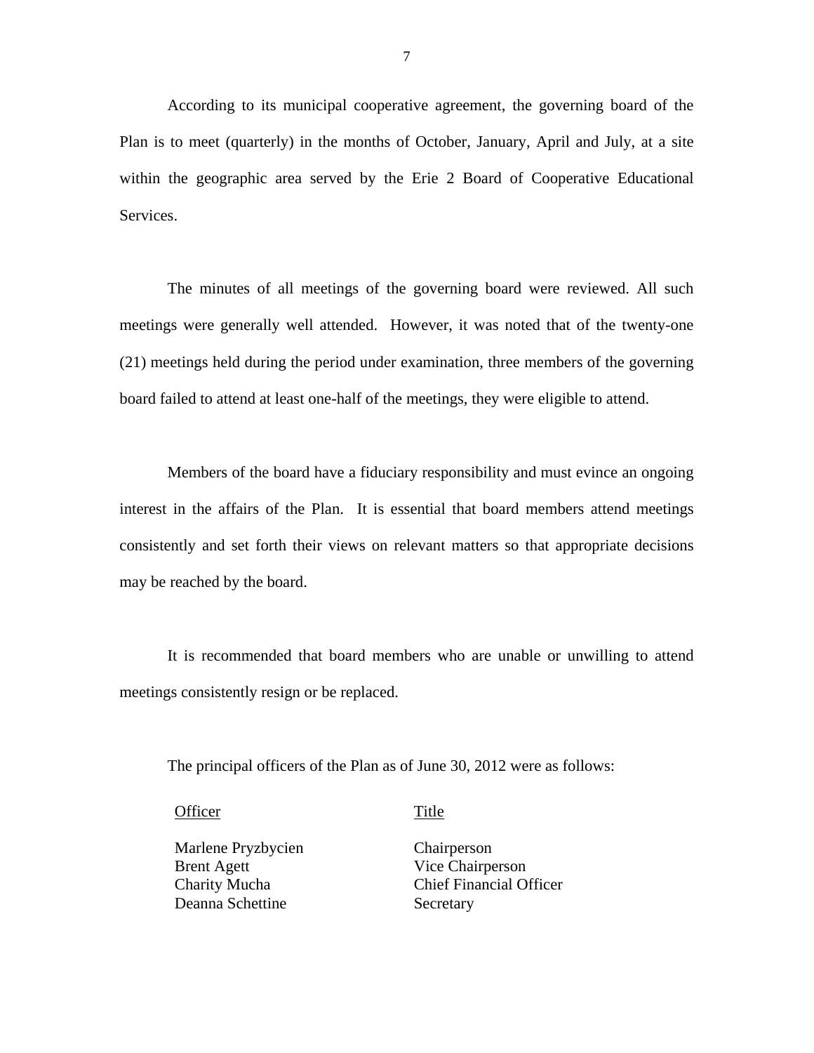According to its municipal cooperative agreement, the governing board of the Plan is to meet (quarterly) in the months of October, January, April and July, at a site within the geographic area served by the Erie 2 Board of Cooperative Educational Services.

The minutes of all meetings of the governing board were reviewed. All such meetings were generally well attended. However, it was noted that of the twenty-one (21) meetings held during the period under examination, three members of the governing board failed to attend at least one-half of the meetings, they were eligible to attend.

Members of the board have a fiduciary responsibility and must evince an ongoing interest in the affairs of the Plan. It is essential that board members attend meetings consistently and set forth their views on relevant matters so that appropriate decisions may be reached by the board.

It is recommended that board members who are unable or unwilling to attend meetings consistently resign or be replaced.

The principal officers of the Plan as of June 30, 2012 were as follows:

| Officer | Title |
|---|---|
| Marlene Pryzbycien | Chairperson |
| Brent Agett | Vice Chairperson |
| Charity Mucha | Chief Financial Officer |
| Deanna Schettine | Secretary |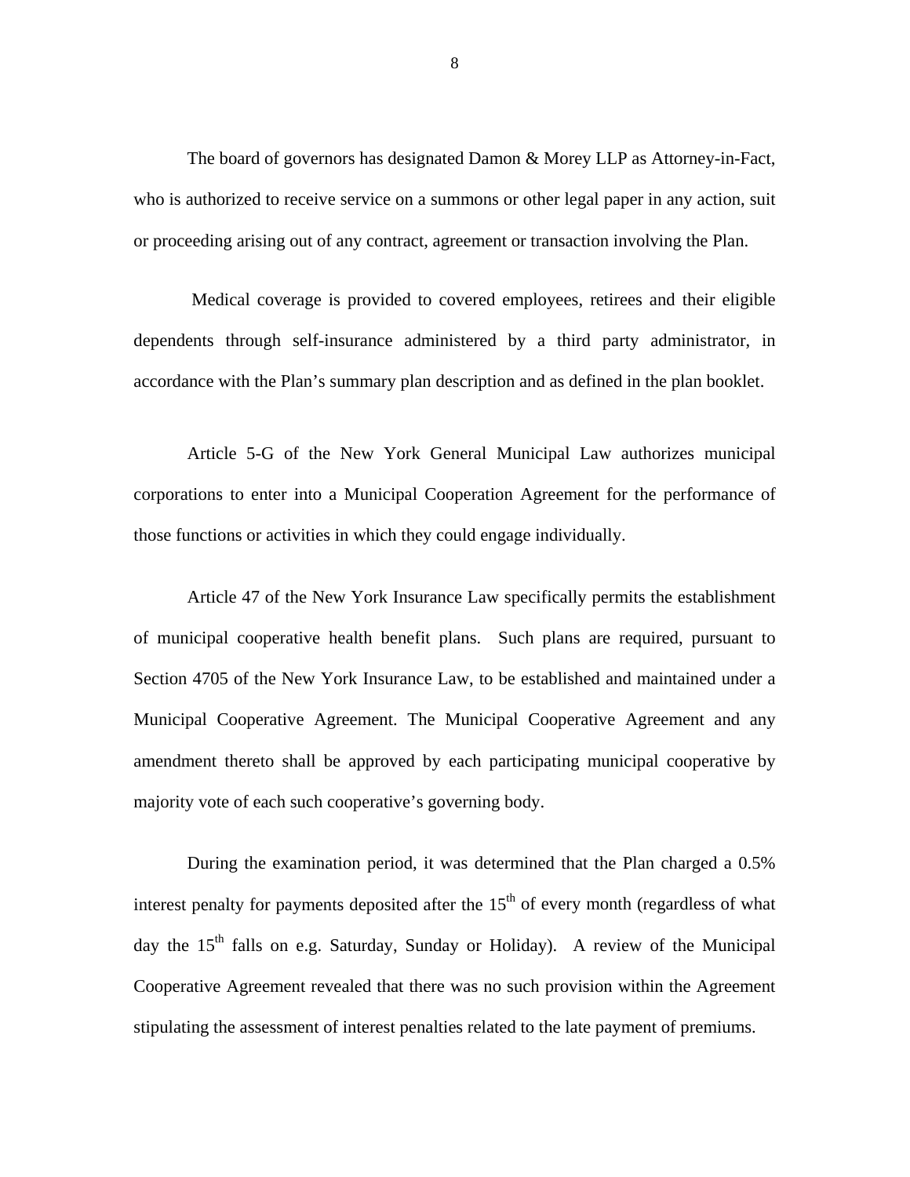The board of governors has designated Damon & Morey LLP as Attorney-in-Fact, who is authorized to receive service on a summons or other legal paper in any action, suit or proceeding arising out of any contract, agreement or transaction involving the Plan.

Medical coverage is provided to covered employees, retirees and their eligible dependents through self-insurance administered by a third party administrator, in accordance with the Plan's summary plan description and as defined in the plan booklet.

Article 5-G of the New York General Municipal Law authorizes municipal corporations to enter into a Municipal Cooperation Agreement for the performance of those functions or activities in which they could engage individually.

Article 47 of the New York Insurance Law specifically permits the establishment of municipal cooperative health benefit plans. Such plans are required, pursuant to Section 4705 of the New York Insurance Law, to be established and maintained under a Municipal Cooperative Agreement. The Municipal Cooperative Agreement and any amendment thereto shall be approved by each participating municipal cooperative by majority vote of each such cooperative's governing body.

During the examination period, it was determined that the Plan charged a 0.5% interest penalty for payments deposited after the 15th of every month (regardless of what day the 15th falls on e.g. Saturday, Sunday or Holiday). A review of the Municipal Cooperative Agreement revealed that there was no such provision within the Agreement stipulating the assessment of interest penalties related to the late payment of premiums.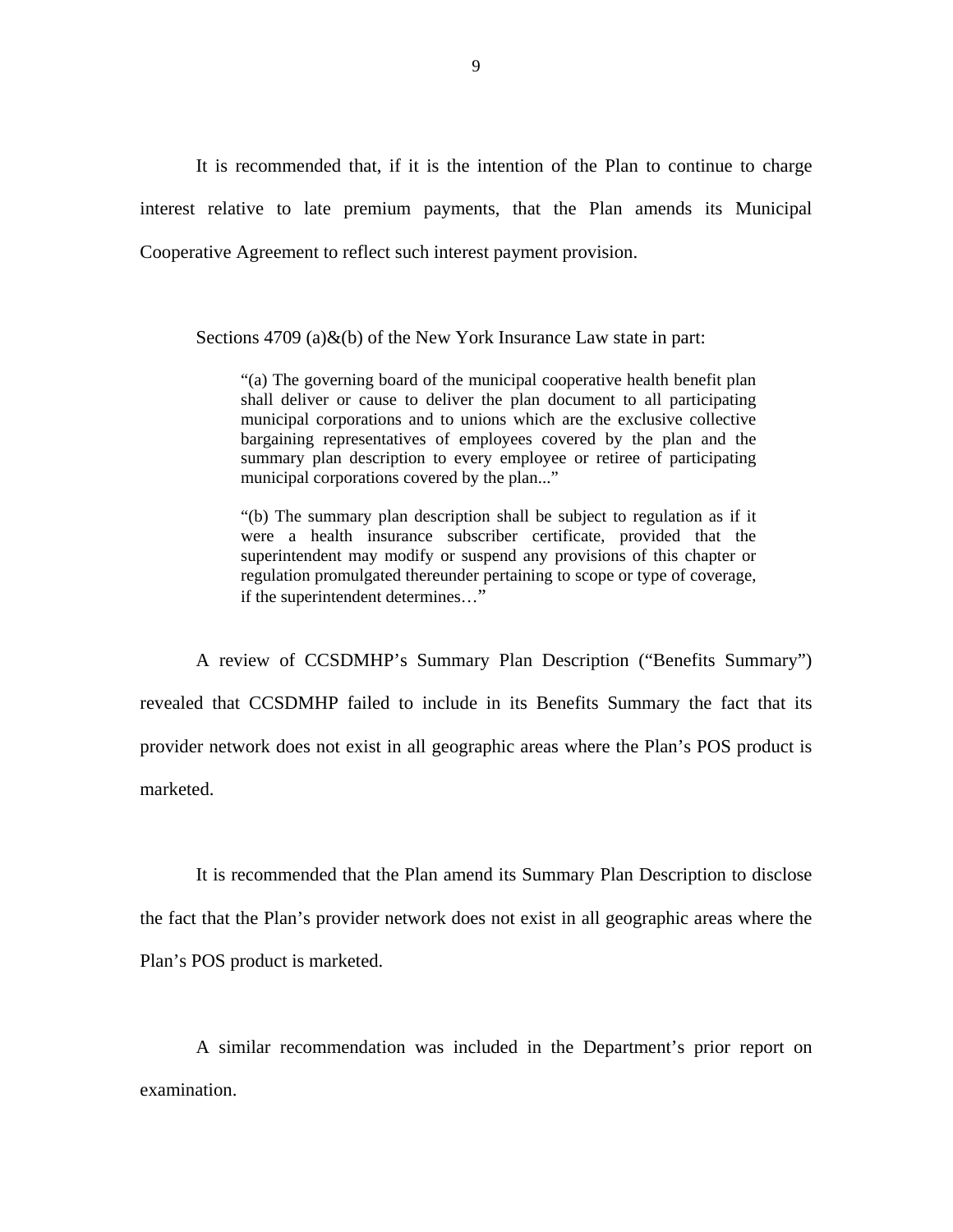It is recommended that, if it is the intention of the Plan to continue to charge interest relative to late premium payments, that the Plan amends its Municipal Cooperative Agreement to reflect such interest payment provision.

Sections 4709 (a)&(b) of the New York Insurance Law state in part:

> "(a) The governing board of the municipal cooperative health benefit plan shall deliver or cause to deliver the plan document to all participating municipal corporations and to unions which are the exclusive collective bargaining representatives of employees covered by the plan and the summary plan description to every employee or retiree of participating municipal corporations covered by the plan..."
>
> "(b) The summary plan description shall be subject to regulation as if it were a health insurance subscriber certificate, provided that the superintendent may modify or suspend any provisions of this chapter or regulation promulgated thereunder pertaining to scope or type of coverage, if the superintendent determines…"

A review of CCSDMHP's Summary Plan Description ("Benefits Summary") revealed that CCSDMHP failed to include in its Benefits Summary the fact that its provider network does not exist in all geographic areas where the Plan's POS product is marketed.

It is recommended that the Plan amend its Summary Plan Description to disclose the fact that the Plan's provider network does not exist in all geographic areas where the Plan's POS product is marketed.

A similar recommendation was included in the Department's prior report on examination.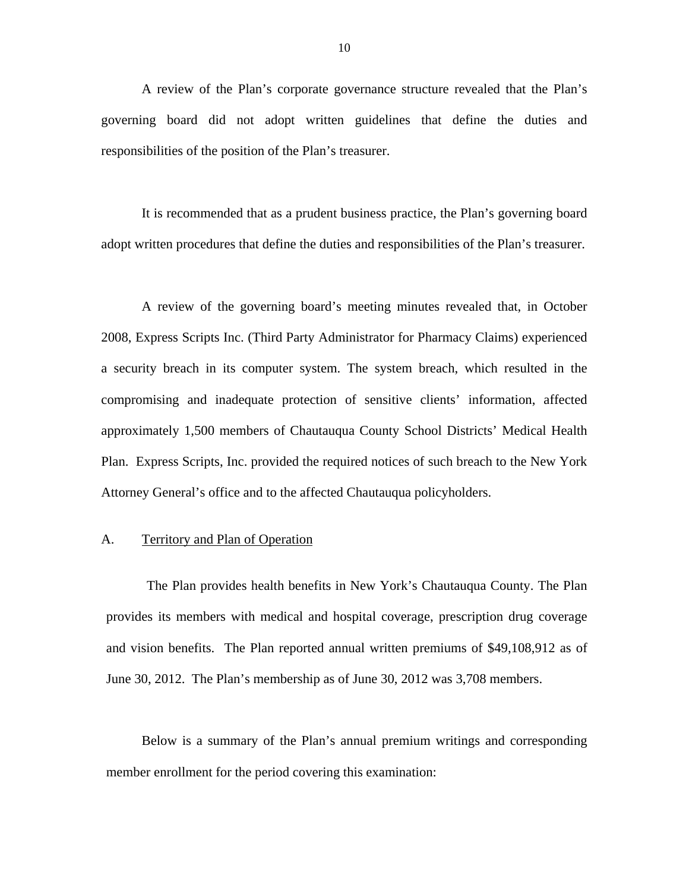A review of the Plan's corporate governance structure revealed that the Plan's governing board did not adopt written guidelines that define the duties and responsibilities of the position of the Plan's treasurer.

It is recommended that as a prudent business practice, the Plan's governing board adopt written procedures that define the duties and responsibilities of the Plan's treasurer.

A review of the governing board's meeting minutes revealed that, in October 2008, Express Scripts Inc. (Third Party Administrator for Pharmacy Claims) experienced a security breach in its computer system. The system breach, which resulted in the compromising and inadequate protection of sensitive clients' information, affected approximately 1,500 members of Chautauqua County School Districts' Medical Health Plan. Express Scripts, Inc. provided the required notices of such breach to the New York Attorney General's office and to the affected Chautauqua policyholders.

## A. Territory and Plan of Operation

The Plan provides health benefits in New York's Chautauqua County. The Plan provides its members with medical and hospital coverage, prescription drug coverage and vision benefits. The Plan reported annual written premiums of $49,108,912 as of June 30, 2012. The Plan's membership as of June 30, 2012 was 3,708 members.

Below is a summary of the Plan's annual premium writings and corresponding member enrollment for the period covering this examination: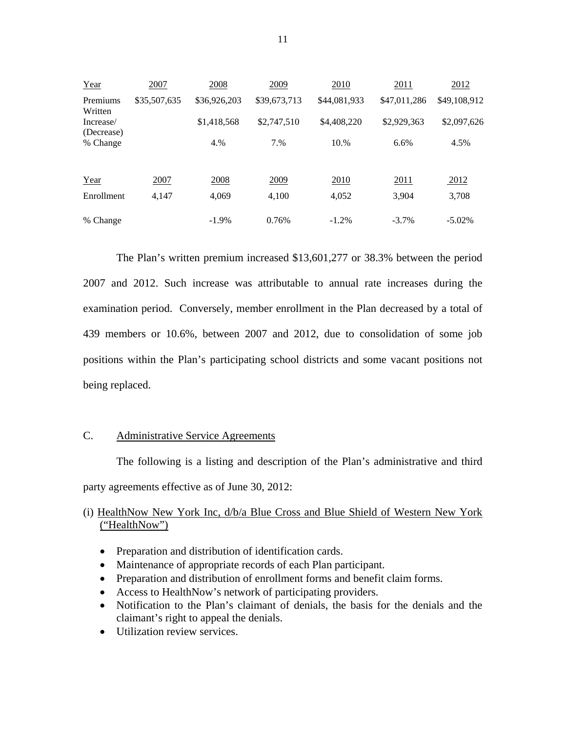| Year | 2007 | 2008 | 2009 | 2010 | 2011 | 2012 |
|---|---|---|---|---|---|---|
| Premiums Written | $35,507,635 | $36,926,203 | $39,673,713 | $44,081,933 | $47,011,286 | $49,108,912 |
| Increase/ (Decrease) | | $1,418,568 | $2,747,510 | $4,408,220 | $2,929,363 | $2,097,626 |
| % Change | | 4.% | 7.% | 10.% | 6.6% | 4.5% |

| Year | 2007 | 2008 | 2009 | 2010 | 2011 | 2012 |
|---|---|---|---|---|---|---|
| Enrollment | 4,147 | 4,069 | 4,100 | 4,052 | 3,904 | 3,708 |
| % Change | | -1.9% | 0.76% | -1.2% | -3.7% | -5.02% |

The Plan's written premium increased $13,601,277 or 38.3% between the period 2007 and 2012. Such increase was attributable to annual rate increases during the examination period. Conversely, member enrollment in the Plan decreased by a total of 439 members or 10.6%, between 2007 and 2012, due to consolidation of some job positions within the Plan's participating school districts and some vacant positions not being replaced.

## C. Administrative Service Agreements

The following is a listing and description of the Plan's administrative and third party agreements effective as of June 30, 2012:

(i) HealthNow New York Inc, d/b/a Blue Cross and Blue Shield of Western New York ("HealthNow")

- Preparation and distribution of identification cards.
- Maintenance of appropriate records of each Plan participant.
- Preparation and distribution of enrollment forms and benefit claim forms.
- Access to HealthNow's network of participating providers.
- Notification to the Plan's claimant of denials, the basis for the denials and the claimant's right to appeal the denials.
- Utilization review services.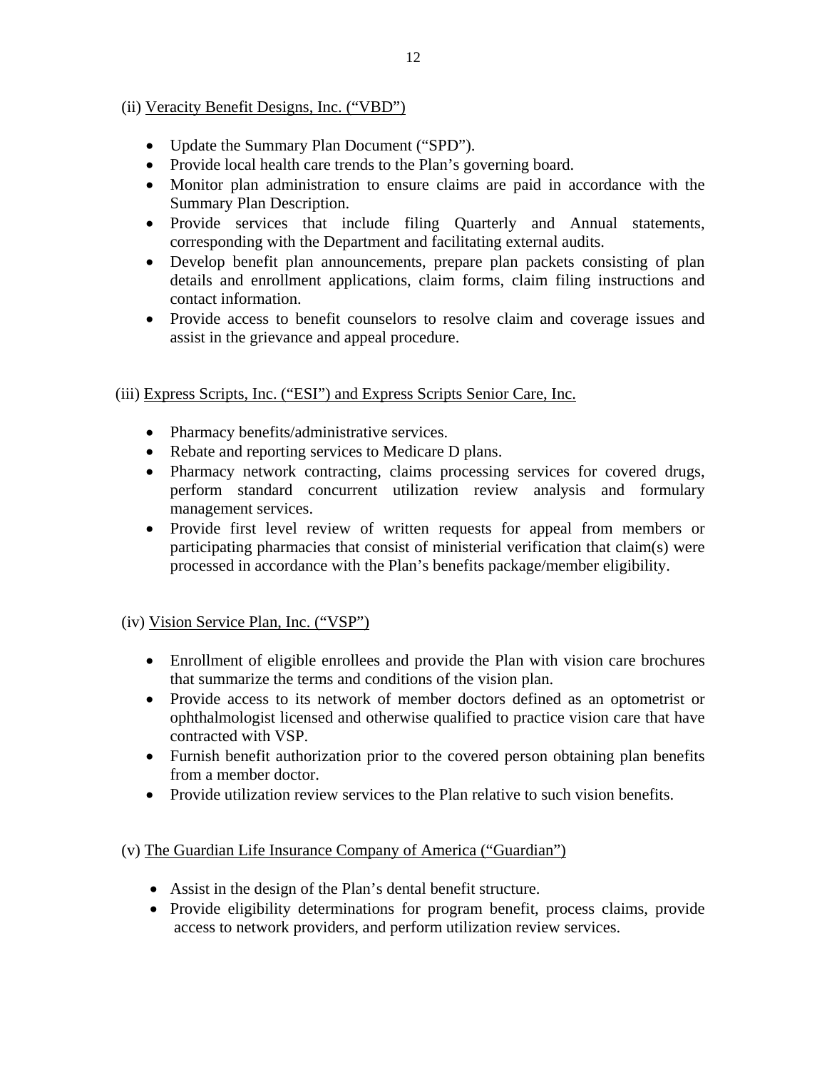(ii) Veracity Benefit Designs, Inc. ("VBD")

- Update the Summary Plan Document ("SPD").
- Provide local health care trends to the Plan's governing board.
- Monitor plan administration to ensure claims are paid in accordance with the Summary Plan Description.
- Provide services that include filing Quarterly and Annual statements, corresponding with the Department and facilitating external audits.
- Develop benefit plan announcements, prepare plan packets consisting of plan details and enrollment applications, claim forms, claim filing instructions and contact information.
- Provide access to benefit counselors to resolve claim and coverage issues and assist in the grievance and appeal procedure.

(iii) Express Scripts, Inc. ("ESI") and Express Scripts Senior Care, Inc.

- Pharmacy benefits/administrative services.
- Rebate and reporting services to Medicare D plans.
- Pharmacy network contracting, claims processing services for covered drugs, perform standard concurrent utilization review analysis and formulary management services.
- Provide first level review of written requests for appeal from members or participating pharmacies that consist of ministerial verification that claim(s) were processed in accordance with the Plan's benefits package/member eligibility.

(iv) Vision Service Plan, Inc. ("VSP")

- Enrollment of eligible enrollees and provide the Plan with vision care brochures that summarize the terms and conditions of the vision plan.
- Provide access to its network of member doctors defined as an optometrist or ophthalmologist licensed and otherwise qualified to practice vision care that have contracted with VSP.
- Furnish benefit authorization prior to the covered person obtaining plan benefits from a member doctor.
- Provide utilization review services to the Plan relative to such vision benefits.

(v) The Guardian Life Insurance Company of America ("Guardian")

- Assist in the design of the Plan's dental benefit structure.
- Provide eligibility determinations for program benefit, process claims, provide access to network providers, and perform utilization review services.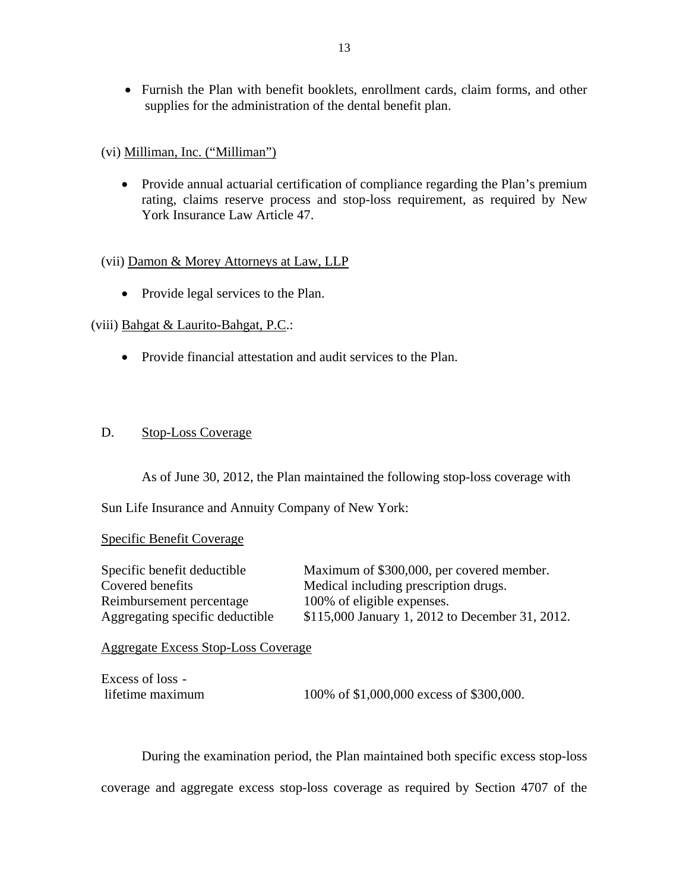- Furnish the Plan with benefit booklets, enrollment cards, claim forms, and other supplies for the administration of the dental benefit plan.

(vi) Milliman, Inc. ("Milliman")

- Provide annual actuarial certification of compliance regarding the Plan's premium rating, claims reserve process and stop-loss requirement, as required by New York Insurance Law Article 47.

(vii) Damon & Morey Attorneys at Law, LLP

- Provide legal services to the Plan.

(viii) Bahgat & Laurito-Bahgat, P.C.:

- Provide financial attestation and audit services to the Plan.

## D. Stop-Loss Coverage

As of June 30, 2012, the Plan maintained the following stop-loss coverage with Sun Life Insurance and Annuity Company of New York:

Specific Benefit Coverage

| | |
|---|---|
| Specific benefit deductible | Maximum of $300,000, per covered member. |
| Covered benefits | Medical including prescription drugs. |
| Reimbursement percentage | 100% of eligible expenses. |
| Aggregating specific deductible | $115,000 January 1, 2012 to December 31, 2012. |

Aggregate Excess Stop-Loss Coverage

| | |
|---|---|
| Excess of loss - lifetime maximum | 100% of $1,000,000 excess of $300,000. |

During the examination period, the Plan maintained both specific excess stop-loss coverage and aggregate excess stop-loss coverage as required by Section 4707 of the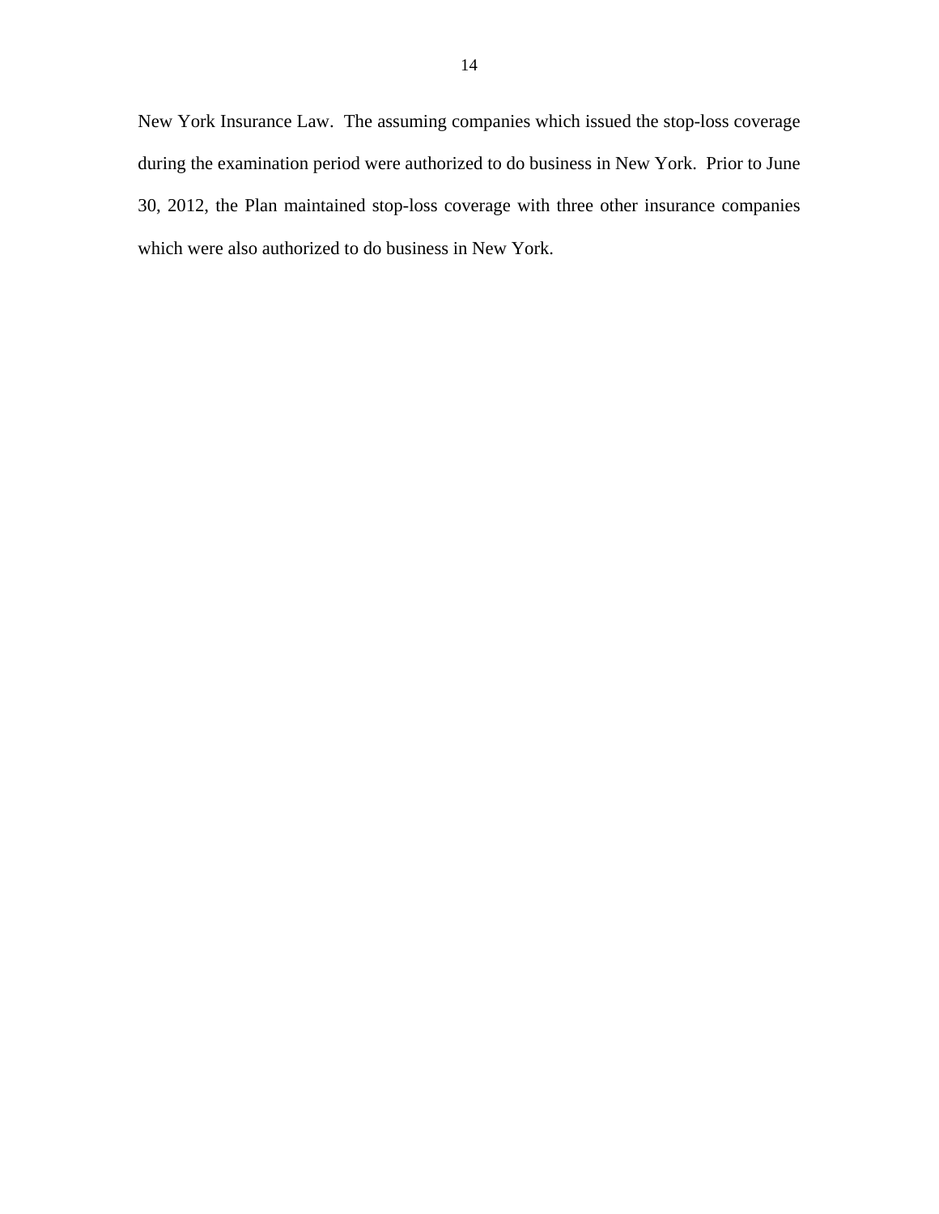New York Insurance Law. The assuming companies which issued the stop-loss coverage during the examination period were authorized to do business in New York. Prior to June 30, 2012, the Plan maintained stop-loss coverage with three other insurance companies which were also authorized to do business in New York.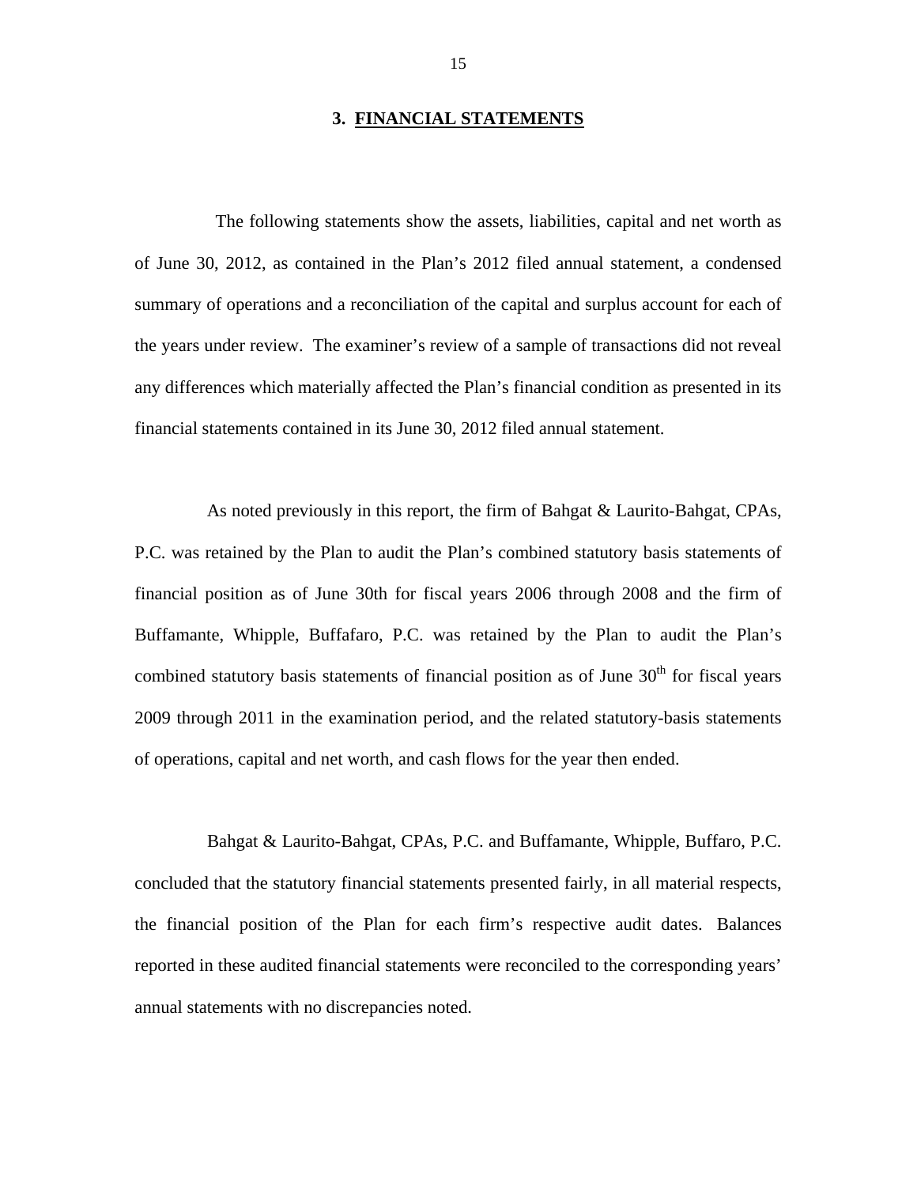## 3. FINANCIAL STATEMENTS

The following statements show the assets, liabilities, capital and net worth as of June 30, 2012, as contained in the Plan's 2012 filed annual statement, a condensed summary of operations and a reconciliation of the capital and surplus account for each of the years under review. The examiner's review of a sample of transactions did not reveal any differences which materially affected the Plan's financial condition as presented in its financial statements contained in its June 30, 2012 filed annual statement.

As noted previously in this report, the firm of Bahgat & Laurito-Bahgat, CPAs, P.C. was retained by the Plan to audit the Plan's combined statutory basis statements of financial position as of June 30th for fiscal years 2006 through 2008 and the firm of Buffamante, Whipple, Buffafaro, P.C. was retained by the Plan to audit the Plan's combined statutory basis statements of financial position as of June 30th for fiscal years 2009 through 2011 in the examination period, and the related statutory-basis statements of operations, capital and net worth, and cash flows for the year then ended.

Bahgat & Laurito-Bahgat, CPAs, P.C. and Buffamante, Whipple, Buffaro, P.C. concluded that the statutory financial statements presented fairly, in all material respects, the financial position of the Plan for each firm's respective audit dates. Balances reported in these audited financial statements were reconciled to the corresponding years' annual statements with no discrepancies noted.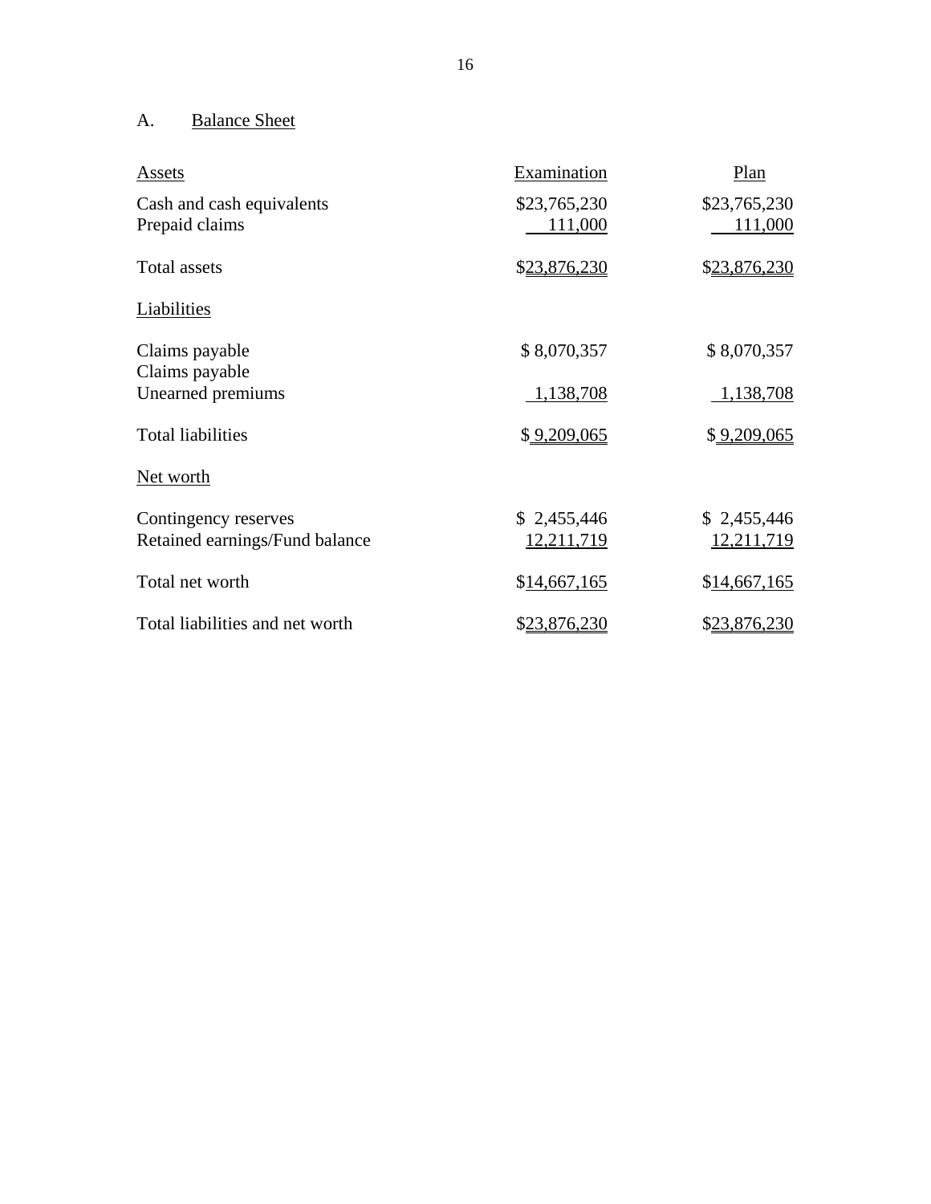## A. Balance Sheet

| Assets | Examination | Plan |
|---|---|---|
| Cash and cash equivalents | $23,765,230 | $23,765,230 |
| Prepaid claims | 111,000 | 111,000 |
| Total assets | $23,876,230 | $23,876,230 |
| **Liabilities** | | |
| Claims payable | $ 8,070,357 | $ 8,070,357 |
| Claims payable | | |
| Unearned premiums | 1,138,708 | 1,138,708 |
| Total liabilities | $ 9,209,065 | $ 9,209,065 |
| **Net worth** | | |
| Contingency reserves | $ 2,455,446 | $ 2,455,446 |
| Retained earnings/Fund balance | 12,211,719 | 12,211,719 |
| Total net worth | $14,667,165 | $14,667,165 |
| Total liabilities and net worth | $23,876,230 | $23,876,230 |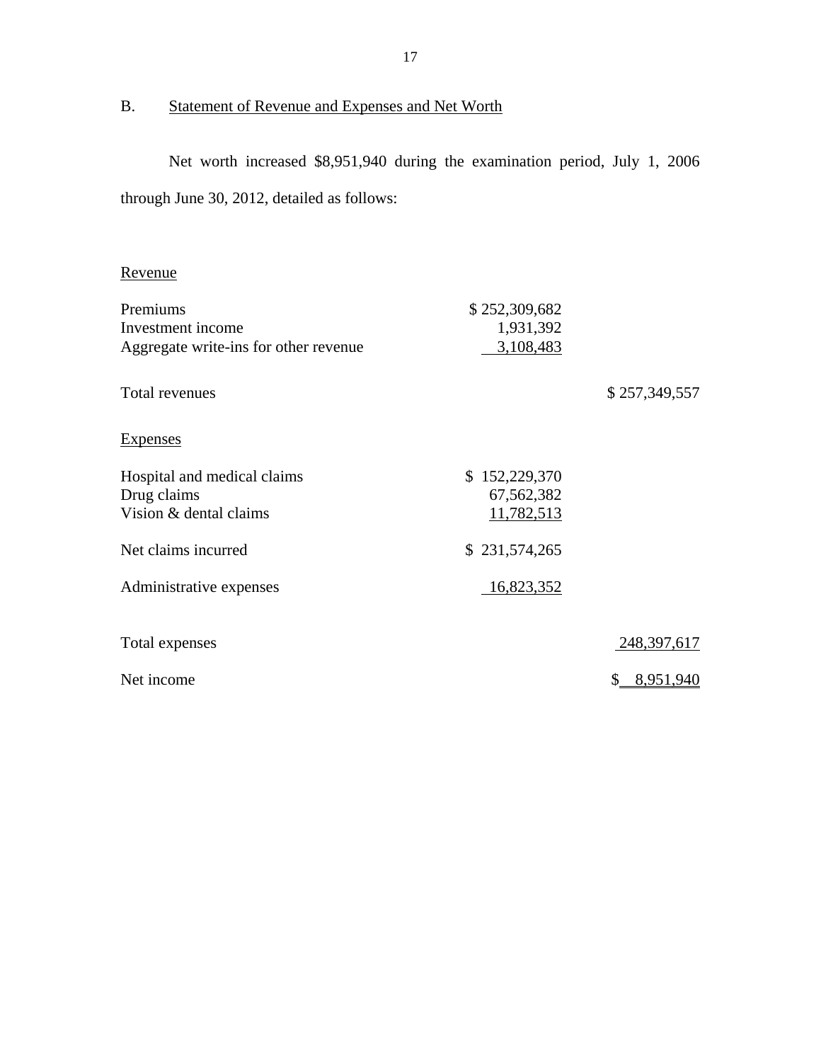## B. Statement of Revenue and Expenses and Net Worth

Net worth increased $8,951,940 during the examination period, July 1, 2006 through June 30, 2012, detailed as follows:

| | | |
|---|---|---|
| Revenue | | |
| Premiums | $ 252,309,682 | |
| Investment income | 1,931,392 | |
| Aggregate write-ins for other revenue | 3,108,483 | |
| Total revenues | | $ 257,349,557 |
| Expenses | | |
| Hospital and medical claims | $ 152,229,370 | |
| Drug claims | 67,562,382 | |
| Vision & dental claims | 11,782,513 | |
| Net claims incurred | $ 231,574,265 | |
| Administrative expenses | 16,823,352 | |
| Total expenses | | 248,397,617 |
| Net income | | $ 8,951,940 |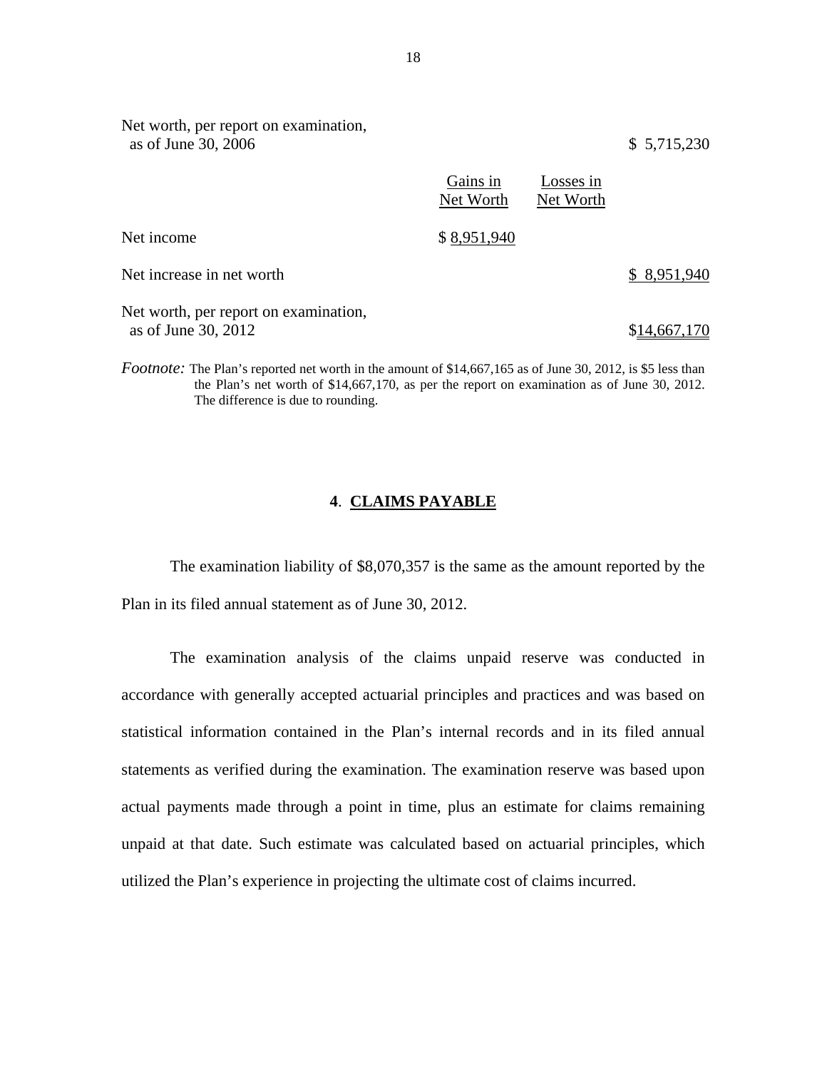| | Gains in Net Worth | Losses in Net Worth | |
|---|---|---|---|
| Net worth, per report on examination, as of June 30, 2006 | | | $ 5,715,230 |
| Net income | $ 8,951,940 | | |
| Net increase in net worth | | | $ 8,951,940 |
| Net worth, per report on examination, as of June 30, 2012 | | | $14,667,170 |

*Footnote:* The Plan's reported net worth in the amount of $14,667,165 as of June 30, 2012, is $5 less than the Plan's net worth of $14,667,170, as per the report on examination as of June 30, 2012. The difference is due to rounding.

## 4. CLAIMS PAYABLE

The examination liability of $8,070,357 is the same as the amount reported by the Plan in its filed annual statement as of June 30, 2012.

The examination analysis of the claims unpaid reserve was conducted in accordance with generally accepted actuarial principles and practices and was based on statistical information contained in the Plan's internal records and in its filed annual statements as verified during the examination. The examination reserve was based upon actual payments made through a point in time, plus an estimate for claims remaining unpaid at that date. Such estimate was calculated based on actuarial principles, which utilized the Plan's experience in projecting the ultimate cost of claims incurred.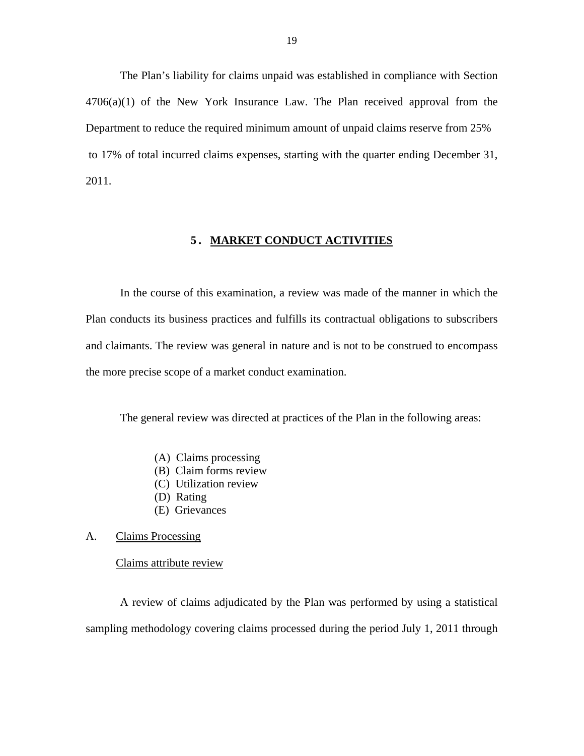The Plan's liability for claims unpaid was established in compliance with Section 4706(a)(1) of the New York Insurance Law. The Plan received approval from the Department to reduce the required minimum amount of unpaid claims reserve from 25% to 17% of total incurred claims expenses, starting with the quarter ending December 31, 2011.

## 5. MARKET CONDUCT ACTIVITIES

In the course of this examination, a review was made of the manner in which the Plan conducts its business practices and fulfills its contractual obligations to subscribers and claimants. The review was general in nature and is not to be construed to encompass the more precise scope of a market conduct examination.

The general review was directed at practices of the Plan in the following areas:

(A) Claims processing
(B) Claim forms review
(C) Utilization review
(D) Rating
(E) Grievances

A. Claims Processing

Claims attribute review

A review of claims adjudicated by the Plan was performed by using a statistical sampling methodology covering claims processed during the period July 1, 2011 through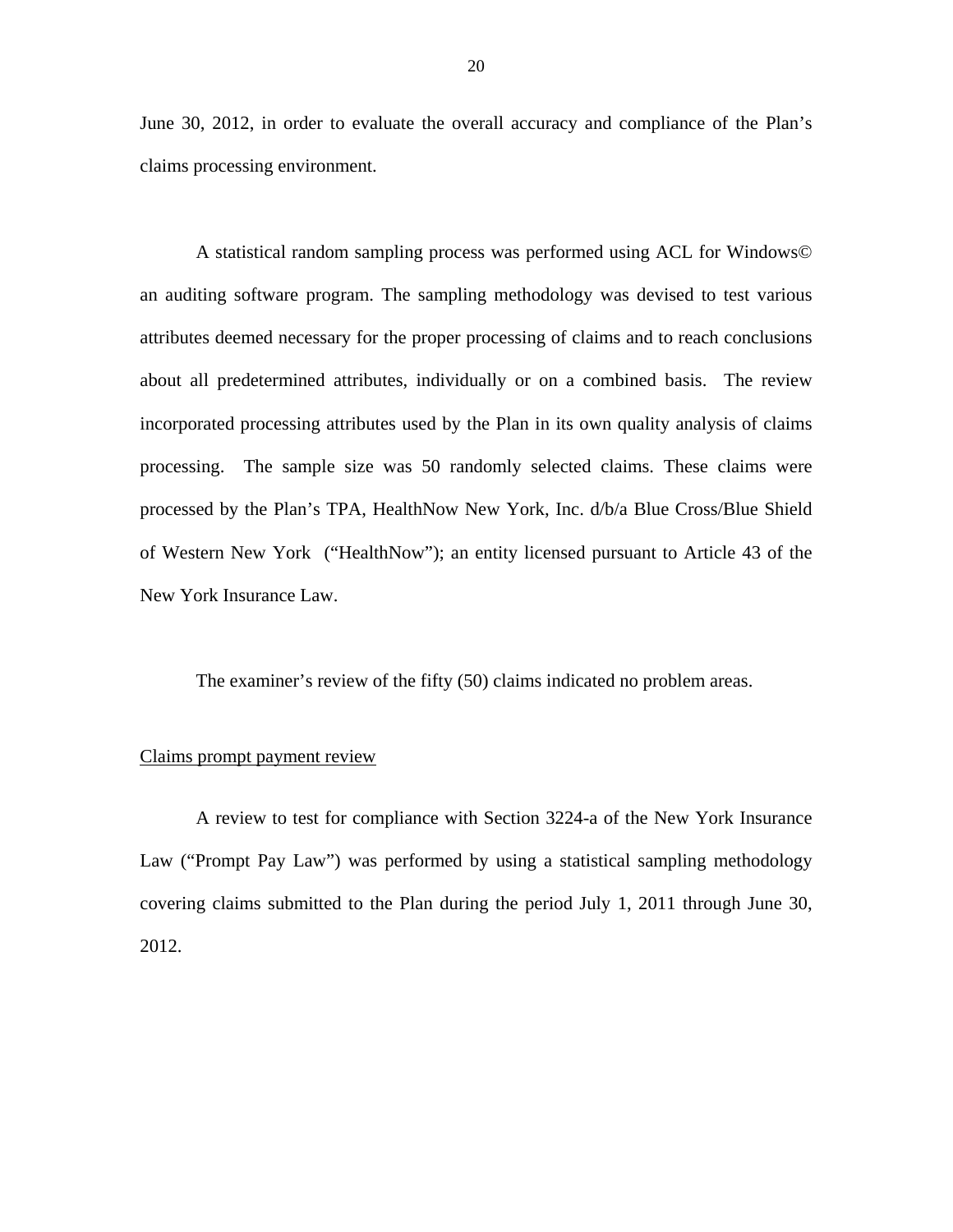June 30, 2012, in order to evaluate the overall accuracy and compliance of the Plan's claims processing environment.

A statistical random sampling process was performed using ACL for Windows© an auditing software program. The sampling methodology was devised to test various attributes deemed necessary for the proper processing of claims and to reach conclusions about all predetermined attributes, individually or on a combined basis. The review incorporated processing attributes used by the Plan in its own quality analysis of claims processing. The sample size was 50 randomly selected claims. These claims were processed by the Plan's TPA, HealthNow New York, Inc. d/b/a Blue Cross/Blue Shield of Western New York ("HealthNow"); an entity licensed pursuant to Article 43 of the New York Insurance Law.

The examiner's review of the fifty (50) claims indicated no problem areas.

Claims prompt payment review

A review to test for compliance with Section 3224-a of the New York Insurance Law ("Prompt Pay Law") was performed by using a statistical sampling methodology covering claims submitted to the Plan during the period July 1, 2011 through June 30, 2012.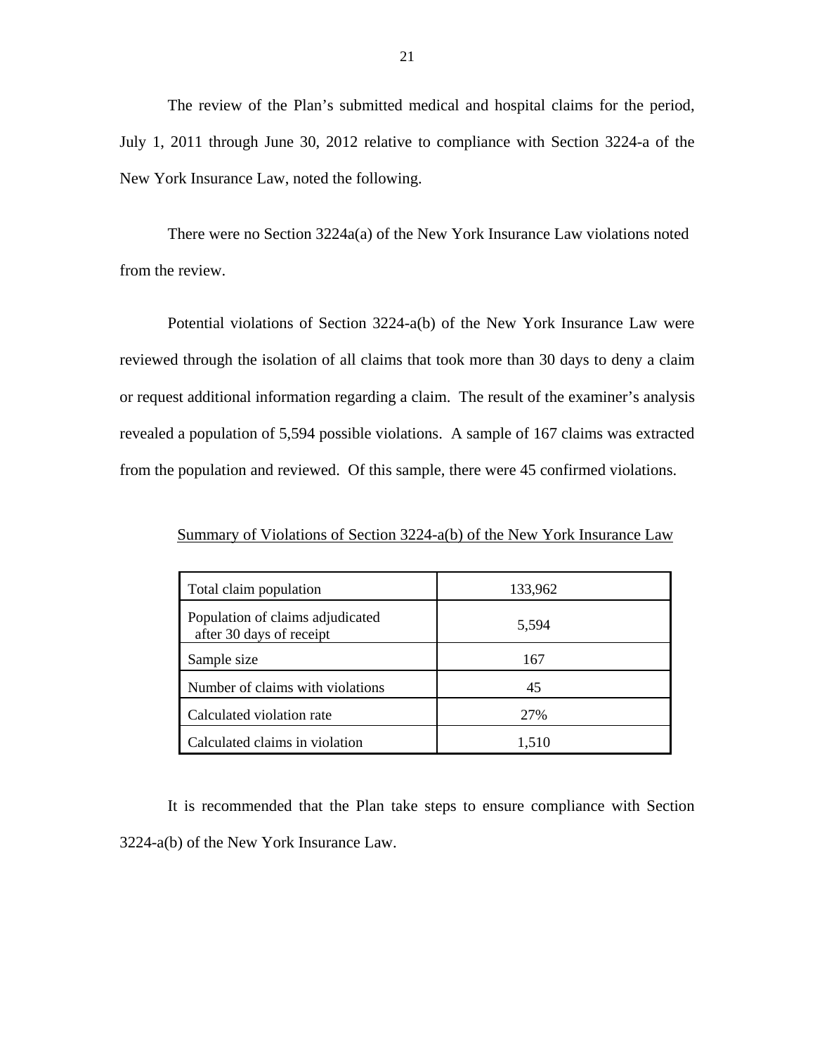The review of the Plan's submitted medical and hospital claims for the period, July 1, 2011 through June 30, 2012 relative to compliance with Section 3224-a of the New York Insurance Law, noted the following.

There were no Section 3224a(a) of the New York Insurance Law violations noted from the review.

Potential violations of Section 3224-a(b) of the New York Insurance Law were reviewed through the isolation of all claims that took more than 30 days to deny a claim or request additional information regarding a claim. The result of the examiner's analysis revealed a population of 5,594 possible violations. A sample of 167 claims was extracted from the population and reviewed. Of this sample, there were 45 confirmed violations.

<u>Summary of Violations of Section 3224-a(b) of the New York Insurance Law</u>

| | |
|---|---|
| Total claim population | 133,962 |
| Population of claims adjudicated after 30 days of receipt | 5,594 |
| Sample size | 167 |
| Number of claims with violations | 45 |
| Calculated violation rate | 27% |
| Calculated claims in violation | 1,510 |

It is recommended that the Plan take steps to ensure compliance with Section 3224-a(b) of the New York Insurance Law.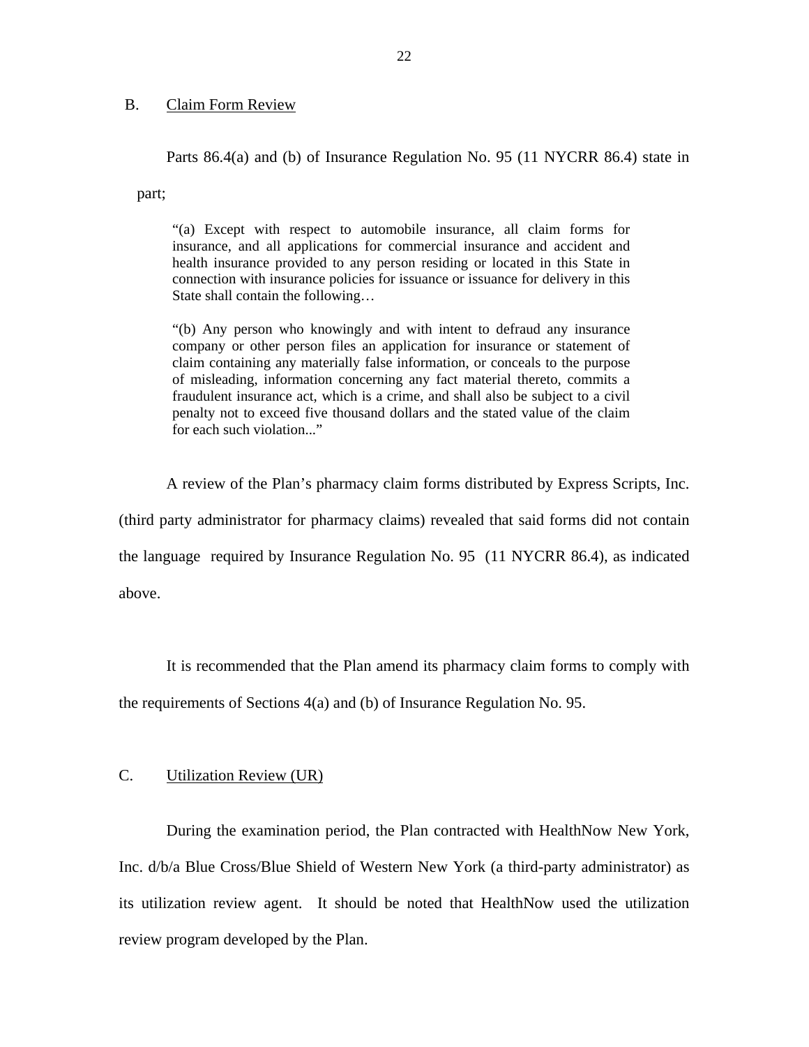## B. Claim Form Review

Parts 86.4(a) and (b) of Insurance Regulation No. 95 (11 NYCRR 86.4) state in part;

> "(a) Except with respect to automobile insurance, all claim forms for insurance, and all applications for commercial insurance and accident and health insurance provided to any person residing or located in this State in connection with insurance policies for issuance or issuance for delivery in this State shall contain the following…
>
> "(b) Any person who knowingly and with intent to defraud any insurance company or other person files an application for insurance or statement of claim containing any materially false information, or conceals to the purpose of misleading, information concerning any fact material thereto, commits a fraudulent insurance act, which is a crime, and shall also be subject to a civil penalty not to exceed five thousand dollars and the stated value of the claim for each such violation..."

A review of the Plan's pharmacy claim forms distributed by Express Scripts, Inc. (third party administrator for pharmacy claims) revealed that said forms did not contain the language required by Insurance Regulation No. 95 (11 NYCRR 86.4), as indicated above.

It is recommended that the Plan amend its pharmacy claim forms to comply with the requirements of Sections 4(a) and (b) of Insurance Regulation No. 95.

## C. Utilization Review (UR)

During the examination period, the Plan contracted with HealthNow New York, Inc. d/b/a Blue Cross/Blue Shield of Western New York (a third-party administrator) as its utilization review agent. It should be noted that HealthNow used the utilization review program developed by the Plan.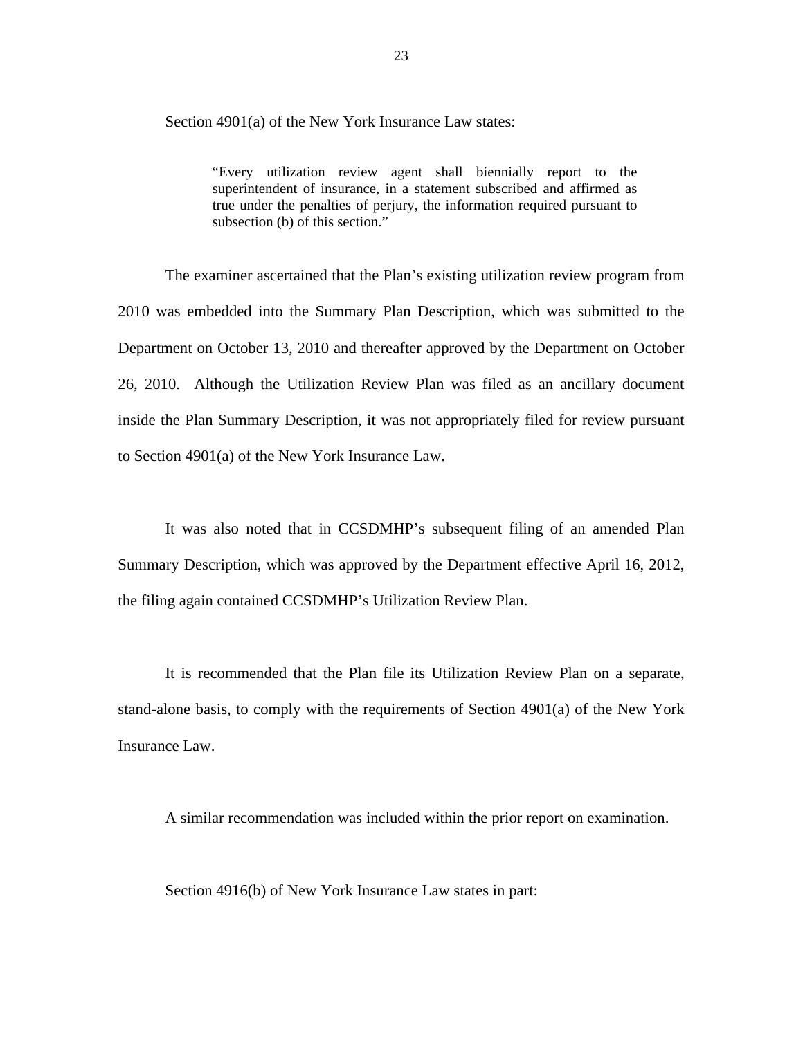Section 4901(a) of the New York Insurance Law states:

> "Every utilization review agent shall biennially report to the superintendent of insurance, in a statement subscribed and affirmed as true under the penalties of perjury, the information required pursuant to subsection (b) of this section."

The examiner ascertained that the Plan's existing utilization review program from 2010 was embedded into the Summary Plan Description, which was submitted to the Department on October 13, 2010 and thereafter approved by the Department on October 26, 2010. Although the Utilization Review Plan was filed as an ancillary document inside the Plan Summary Description, it was not appropriately filed for review pursuant to Section 4901(a) of the New York Insurance Law.

It was also noted that in CCSDMHP's subsequent filing of an amended Plan Summary Description, which was approved by the Department effective April 16, 2012, the filing again contained CCSDMHP's Utilization Review Plan.

It is recommended that the Plan file its Utilization Review Plan on a separate, stand-alone basis, to comply with the requirements of Section 4901(a) of the New York Insurance Law.

A similar recommendation was included within the prior report on examination.

Section 4916(b) of New York Insurance Law states in part: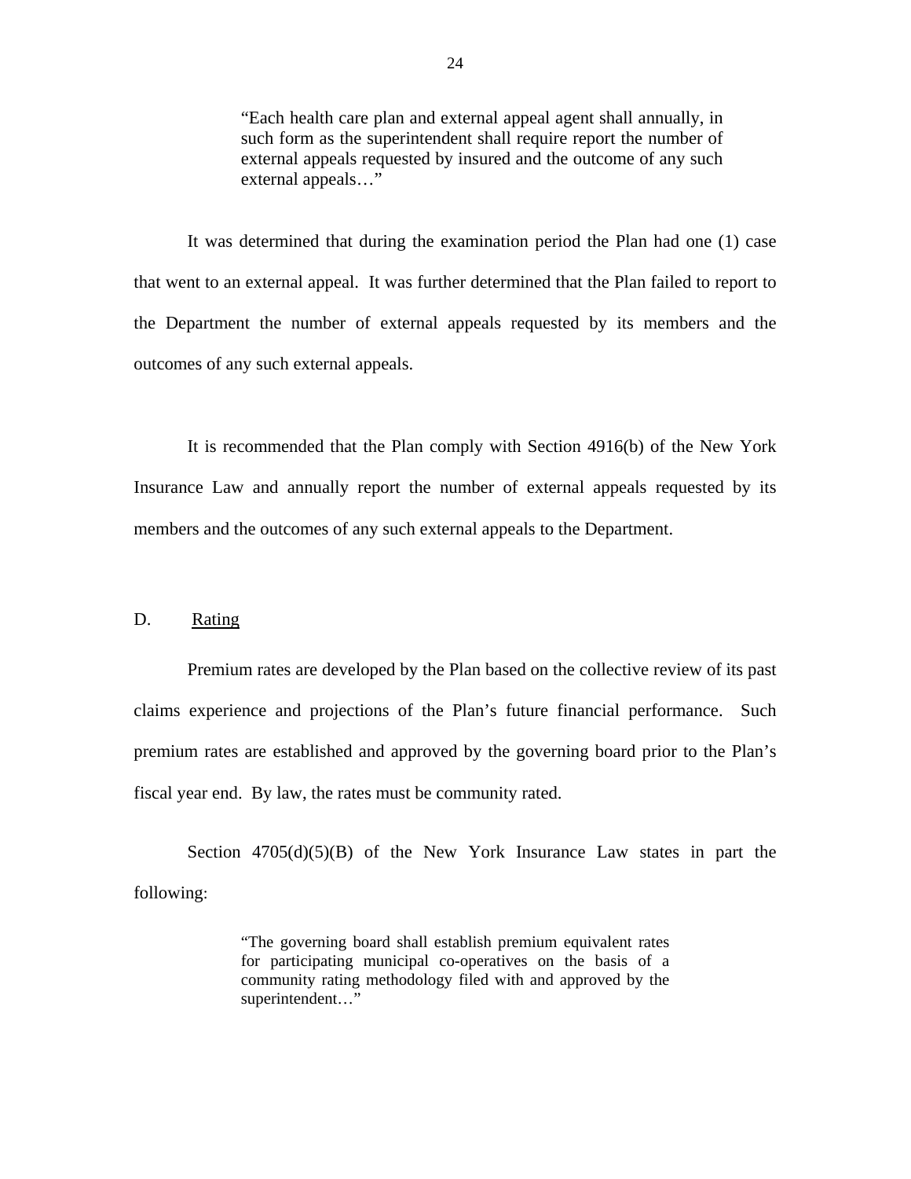> "Each health care plan and external appeal agent shall annually, in such form as the superintendent shall require report the number of external appeals requested by insured and the outcome of any such external appeals…"

It was determined that during the examination period the Plan had one (1) case that went to an external appeal. It was further determined that the Plan failed to report to the Department the number of external appeals requested by its members and the outcomes of any such external appeals.

It is recommended that the Plan comply with Section 4916(b) of the New York Insurance Law and annually report the number of external appeals requested by its members and the outcomes of any such external appeals to the Department.

D. Rating

Premium rates are developed by the Plan based on the collective review of its past claims experience and projections of the Plan's future financial performance. Such premium rates are established and approved by the governing board prior to the Plan's fiscal year end. By law, the rates must be community rated.

Section 4705(d)(5)(B) of the New York Insurance Law states in part the following:

> "The governing board shall establish premium equivalent rates for participating municipal co-operatives on the basis of a community rating methodology filed with and approved by the superintendent…"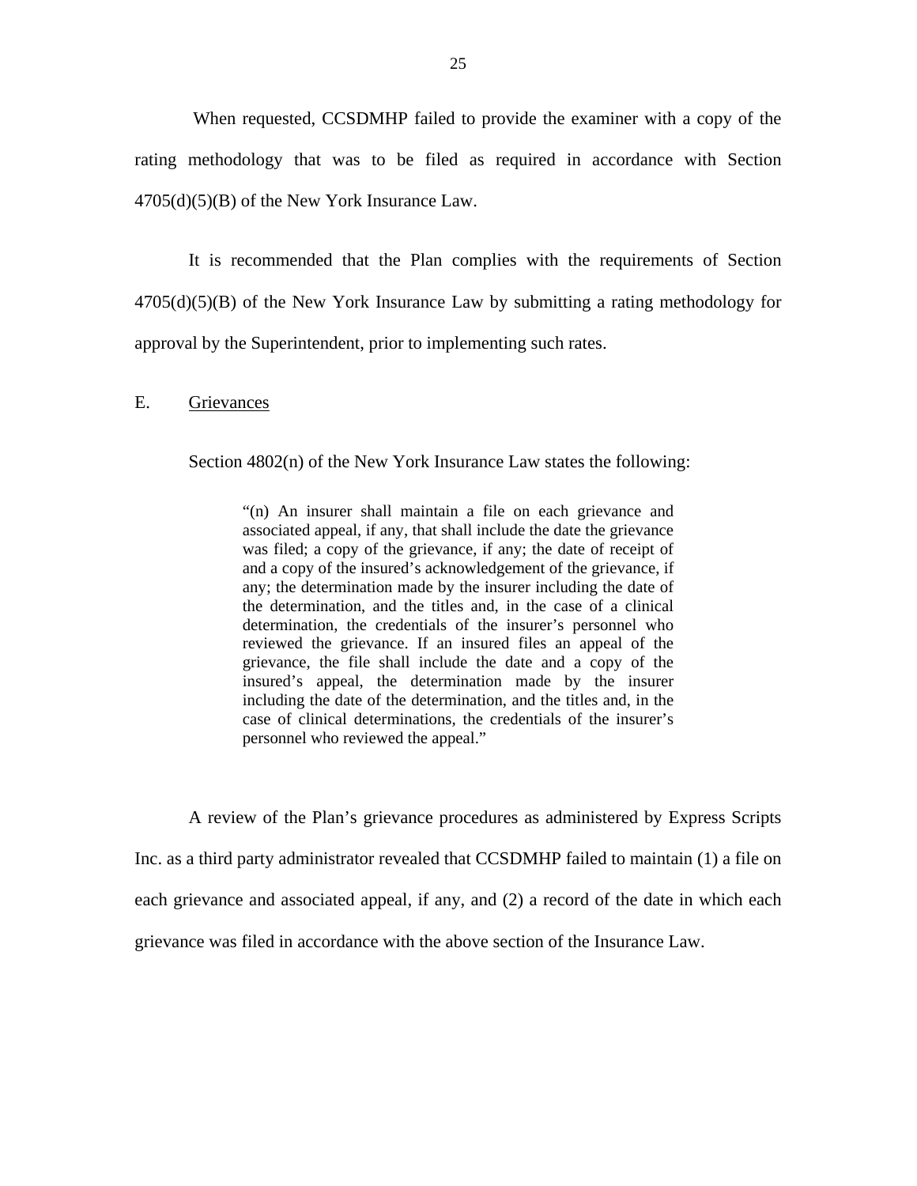When requested, CCSDMHP failed to provide the examiner with a copy of the rating methodology that was to be filed as required in accordance with Section 4705(d)(5)(B) of the New York Insurance Law.

It is recommended that the Plan complies with the requirements of Section 4705(d)(5)(B) of the New York Insurance Law by submitting a rating methodology for approval by the Superintendent, prior to implementing such rates.

E. <u>Grievances</u>

Section 4802(n) of the New York Insurance Law states the following:

> "(n) An insurer shall maintain a file on each grievance and associated appeal, if any, that shall include the date the grievance was filed; a copy of the grievance, if any; the date of receipt of and a copy of the insured's acknowledgement of the grievance, if any; the determination made by the insurer including the date of the determination, and the titles and, in the case of a clinical determination, the credentials of the insurer's personnel who reviewed the grievance. If an insured files an appeal of the grievance, the file shall include the date and a copy of the insured's appeal, the determination made by the insurer including the date of the determination, and the titles and, in the case of clinical determinations, the credentials of the insurer's personnel who reviewed the appeal."

A review of the Plan's grievance procedures as administered by Express Scripts Inc. as a third party administrator revealed that CCSDMHP failed to maintain (1) a file on each grievance and associated appeal, if any, and (2) a record of the date in which each grievance was filed in accordance with the above section of the Insurance Law.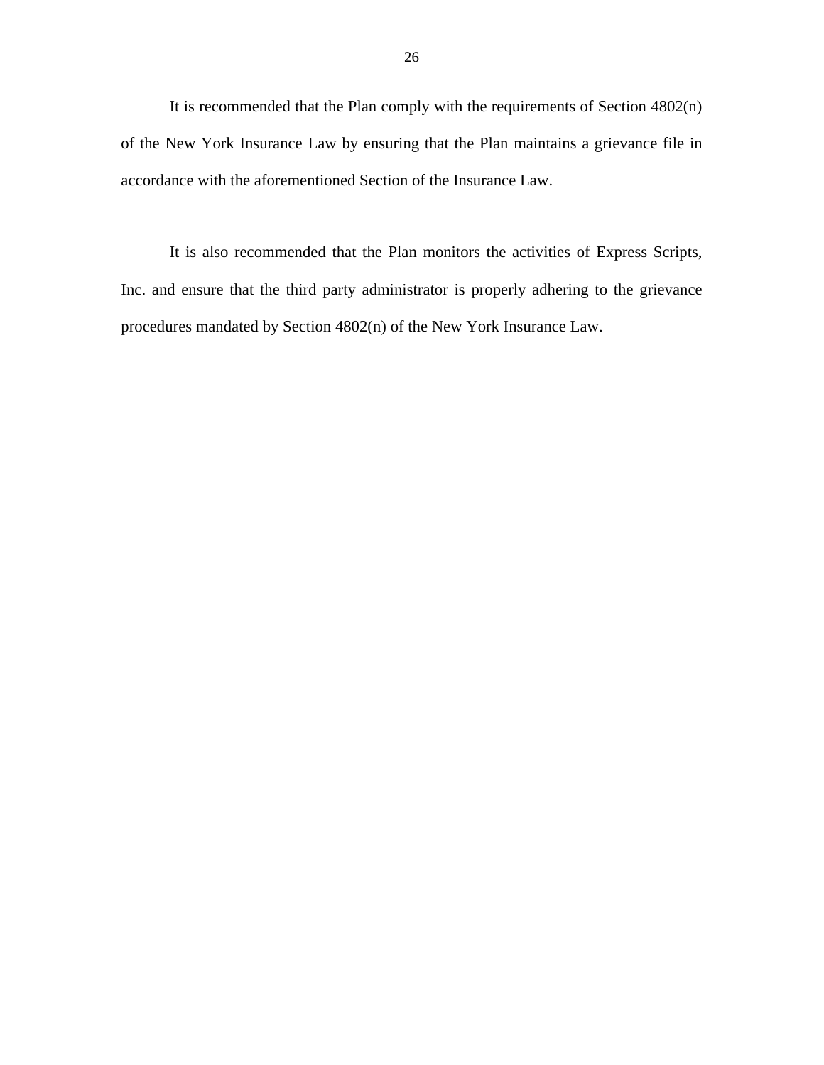It is recommended that the Plan comply with the requirements of Section 4802(n) of the New York Insurance Law by ensuring that the Plan maintains a grievance file in accordance with the aforementioned Section of the Insurance Law.

It is also recommended that the Plan monitors the activities of Express Scripts, Inc. and ensure that the third party administrator is properly adhering to the grievance procedures mandated by Section 4802(n) of the New York Insurance Law.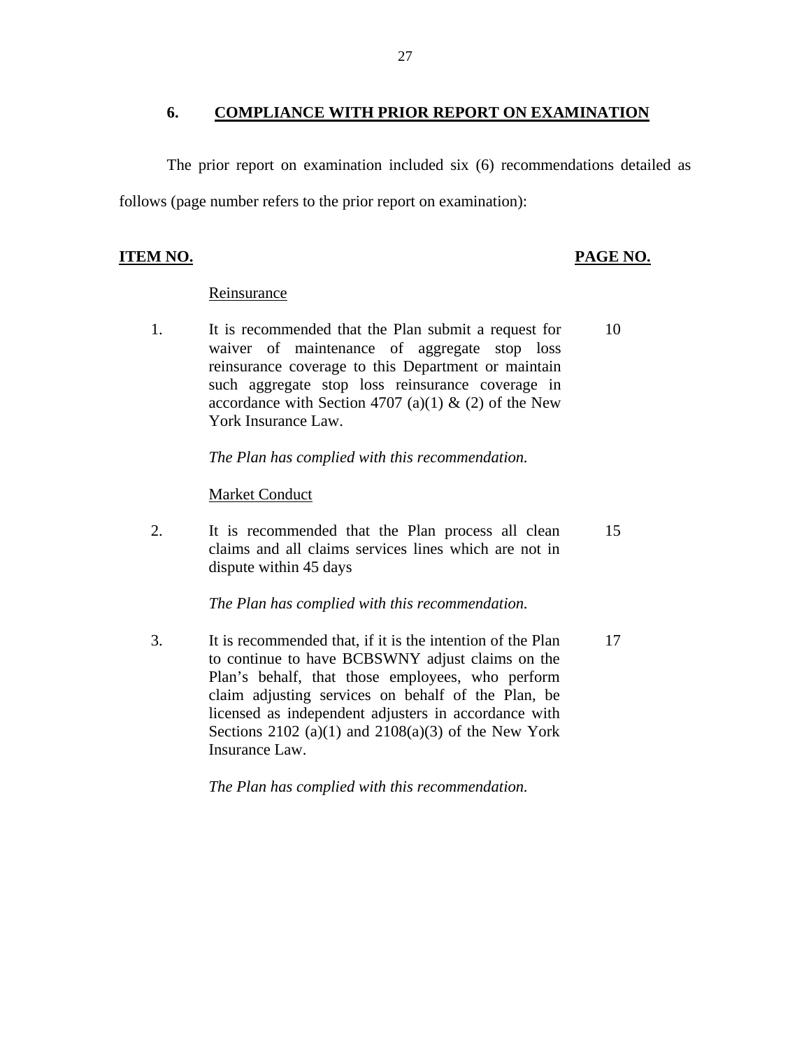## 6. COMPLIANCE WITH PRIOR REPORT ON EXAMINATION

The prior report on examination included six (6) recommendations detailed as follows (page number refers to the prior report on examination):

| ITEM NO. | | PAGE NO. |
|---|---|---|
| | Reinsurance | |
| 1. | It is recommended that the Plan submit a request for waiver of maintenance of aggregate stop loss reinsurance coverage to this Department or maintain such aggregate stop loss reinsurance coverage in accordance with Section 4707 (a)(1) & (2) of the New York Insurance Law. | 10 |
| | *The Plan has complied with this recommendation.* | |
| | Market Conduct | |
| 2. | It is recommended that the Plan process all clean claims and all claims services lines which are not in dispute within 45 days | 15 |
| | *The Plan has complied with this recommendation.* | |
| 3. | It is recommended that, if it is the intention of the Plan to continue to have BCBSWNY adjust claims on the Plan's behalf, that those employees, who perform claim adjusting services on behalf of the Plan, be licensed as independent adjusters in accordance with Sections 2102 (a)(1) and 2108(a)(3) of the New York Insurance Law. | 17 |
| | *The Plan has complied with this recommendation.* | |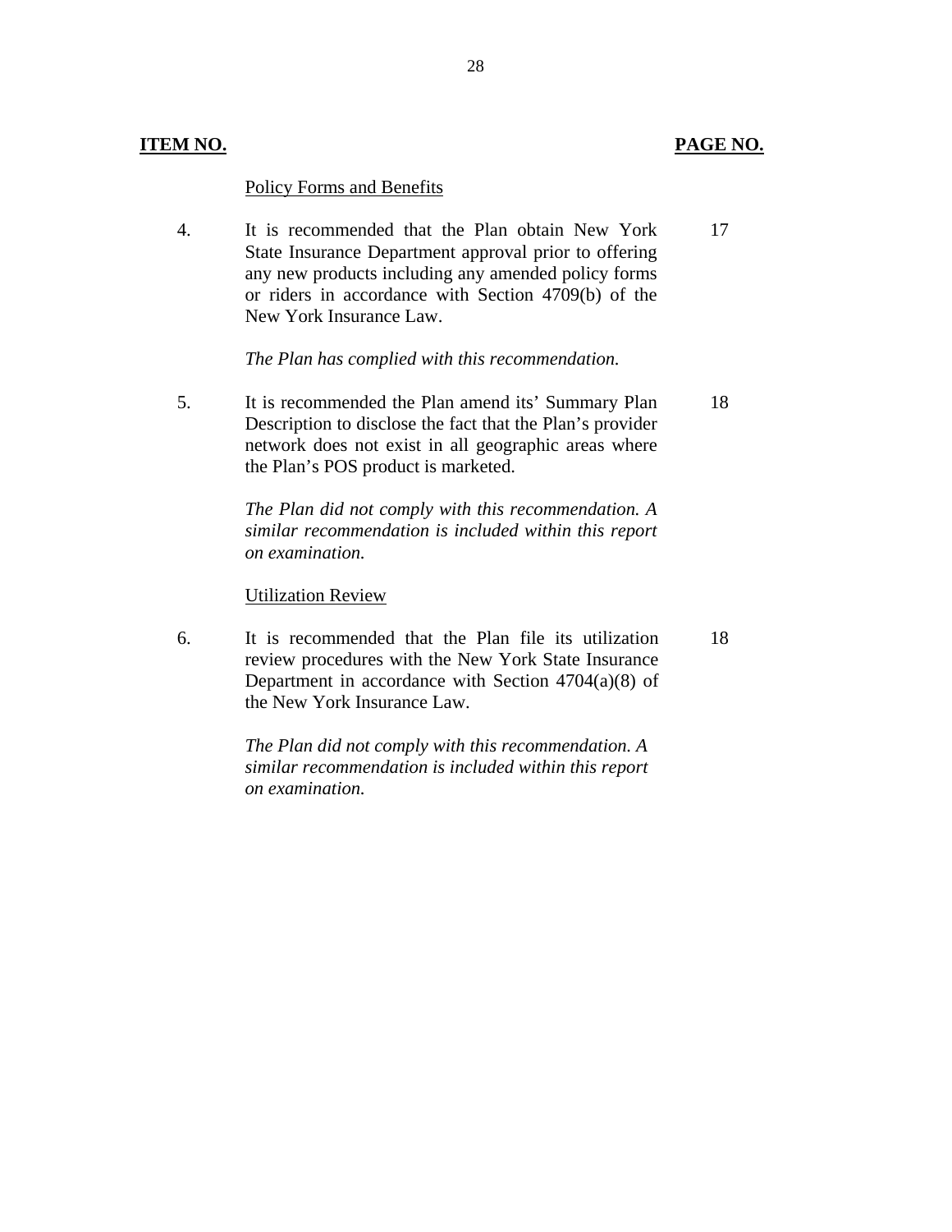| ITEM NO. | | PAGE NO. |
|---|---|---|
| | Policy Forms and Benefits | |
| 4. | It is recommended that the Plan obtain New York State Insurance Department approval prior to offering any new products including any amended policy forms or riders in accordance with Section 4709(b) of the New York Insurance Law. | 17 |
| | *The Plan has complied with this recommendation.* | |
| 5. | It is recommended the Plan amend its' Summary Plan Description to disclose the fact that the Plan's provider network does not exist in all geographic areas where the Plan's POS product is marketed. | 18 |
| | *The Plan did not comply with this recommendation. A similar recommendation is included within this report on examination.* | |
| | Utilization Review | |
| 6. | It is recommended that the Plan file its utilization review procedures with the New York State Insurance Department in accordance with Section 4704(a)(8) of the New York Insurance Law. | 18 |
| | *The Plan did not comply with this recommendation. A similar recommendation is included within this report on examination.* | |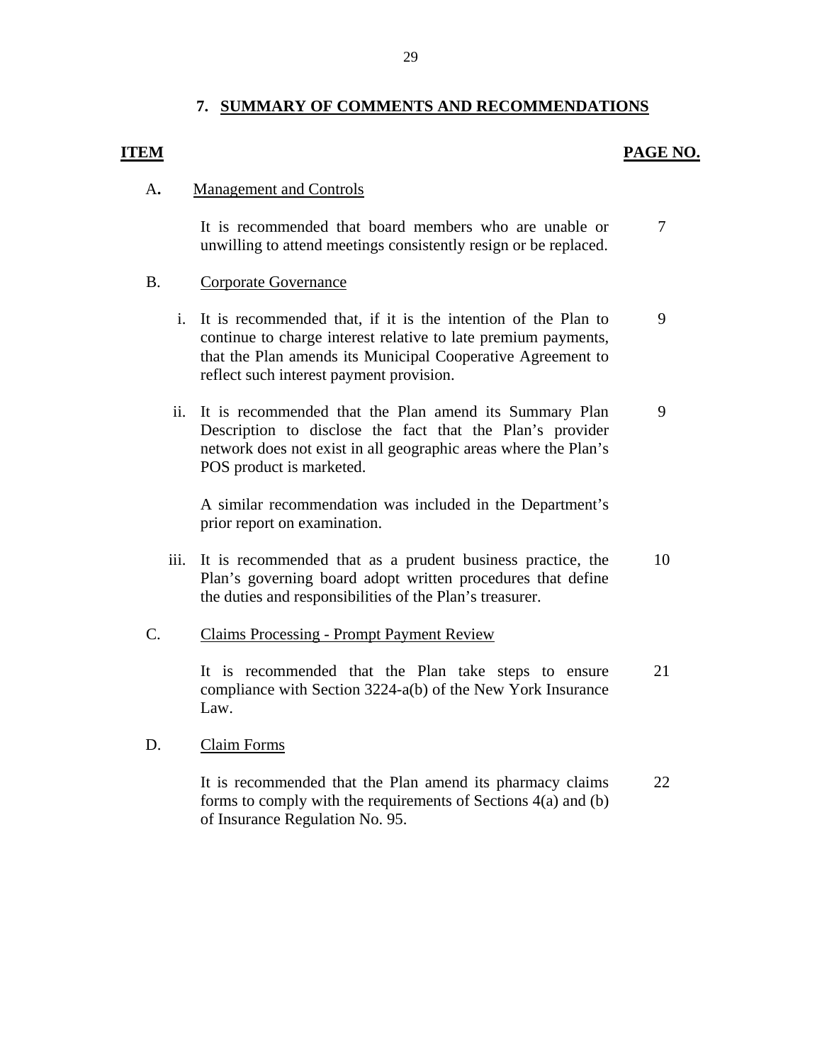## 7. SUMMARY OF COMMENTS AND RECOMMENDATIONS

| ITEM | | PAGE NO. |
|---|---|---|
| A. | Management and Controls | |
| | It is recommended that board members who are unable or unwilling to attend meetings consistently resign or be replaced. | 7 |
| B. | Corporate Governance | |
| | i. It is recommended that, if it is the intention of the Plan to continue to charge interest relative to late premium payments, that the Plan amends its Municipal Cooperative Agreement to reflect such interest payment provision. | 9 |
| | ii. It is recommended that the Plan amend its Summary Plan Description to disclose the fact that the Plan's provider network does not exist in all geographic areas where the Plan's POS product is marketed.<br><br>A similar recommendation was included in the Department's prior report on examination. | 9 |
| | iii. It is recommended that as a prudent business practice, the Plan's governing board adopt written procedures that define the duties and responsibilities of the Plan's treasurer. | 10 |
| C. | Claims Processing - Prompt Payment Review | |
| | It is recommended that the Plan take steps to ensure compliance with Section 3224-a(b) of the New York Insurance Law. | 21 |
| D. | Claim Forms | |
| | It is recommended that the Plan amend its pharmacy claims forms to comply with the requirements of Sections 4(a) and (b) of Insurance Regulation No. 95. | 22 |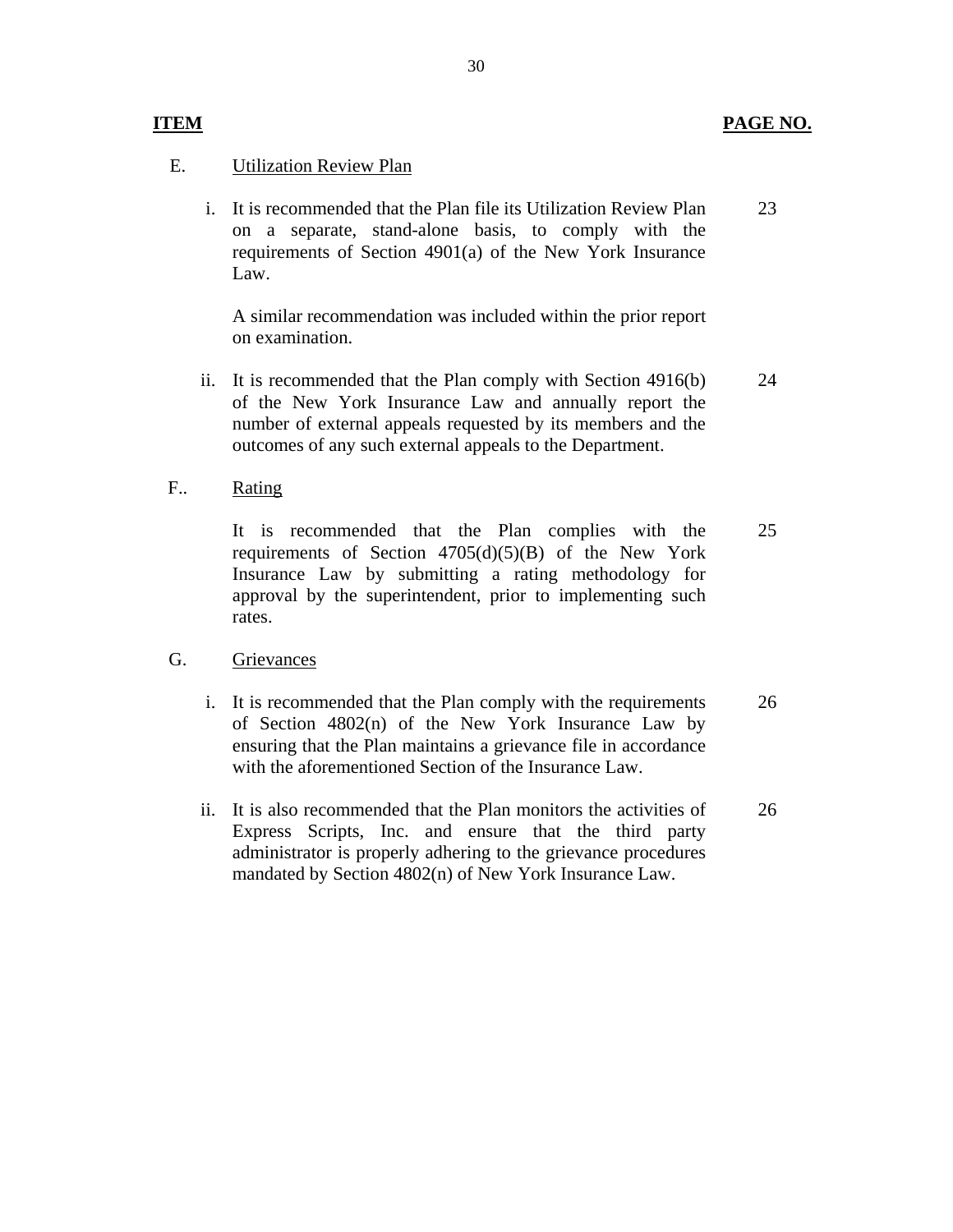| ITEM | | PAGE NO. |
|---|---|---|
| E. | Utilization Review Plan | |
| | i. It is recommended that the Plan file its Utilization Review Plan on a separate, stand-alone basis, to comply with the requirements of Section 4901(a) of the New York Insurance Law.<br><br>A similar recommendation was included within the prior report on examination. | 23 |
| | ii. It is recommended that the Plan comply with Section 4916(b) of the New York Insurance Law and annually report the number of external appeals requested by its members and the outcomes of any such external appeals to the Department. | 24 |
| F.. | Rating | |
| | It is recommended that the Plan complies with the requirements of Section 4705(d)(5)(B) of the New York Insurance Law by submitting a rating methodology for approval by the superintendent, prior to implementing such rates. | 25 |
| G. | Grievances | |
| | i. It is recommended that the Plan comply with the requirements of Section 4802(n) of the New York Insurance Law by ensuring that the Plan maintains a grievance file in accordance with the aforementioned Section of the Insurance Law. | 26 |
| | ii. It is also recommended that the Plan monitors the activities of Express Scripts, Inc. and ensure that the third party administrator is properly adhering to the grievance procedures mandated by Section 4802(n) of New York Insurance Law. | 26 |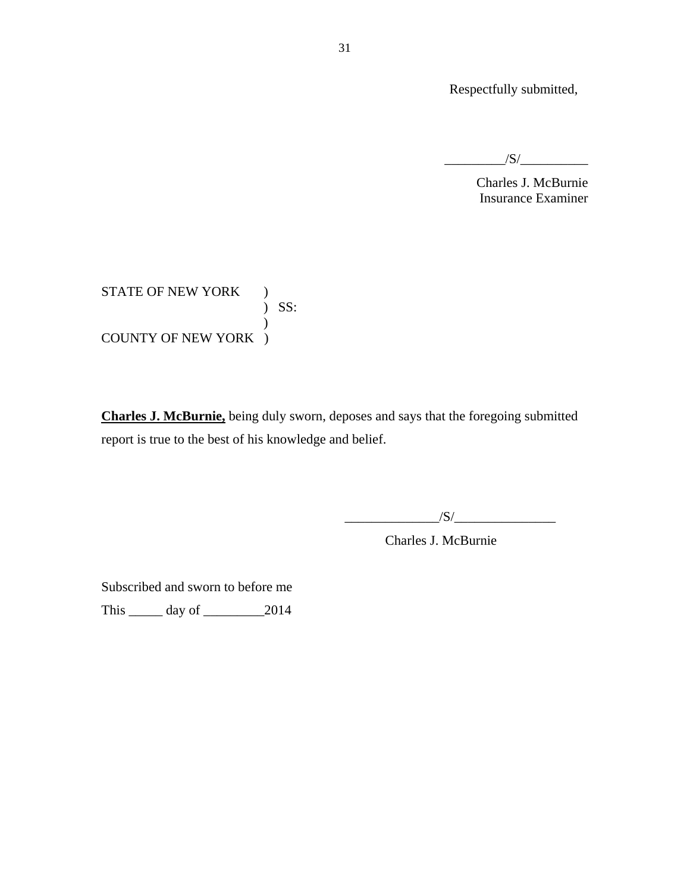Respectfully submitted,

_________/S/__________

Charles J. McBurnie
Insurance Examiner

STATE OF NEW YORK )
) SS:
)
COUNTY OF NEW YORK )

**Charles J. McBurnie,** being duly sworn, deposes and says that the foregoing submitted report is true to the best of his knowledge and belief.

______________/S/_______________

Charles J. McBurnie

Subscribed and sworn to before me

This _____ day of _________2014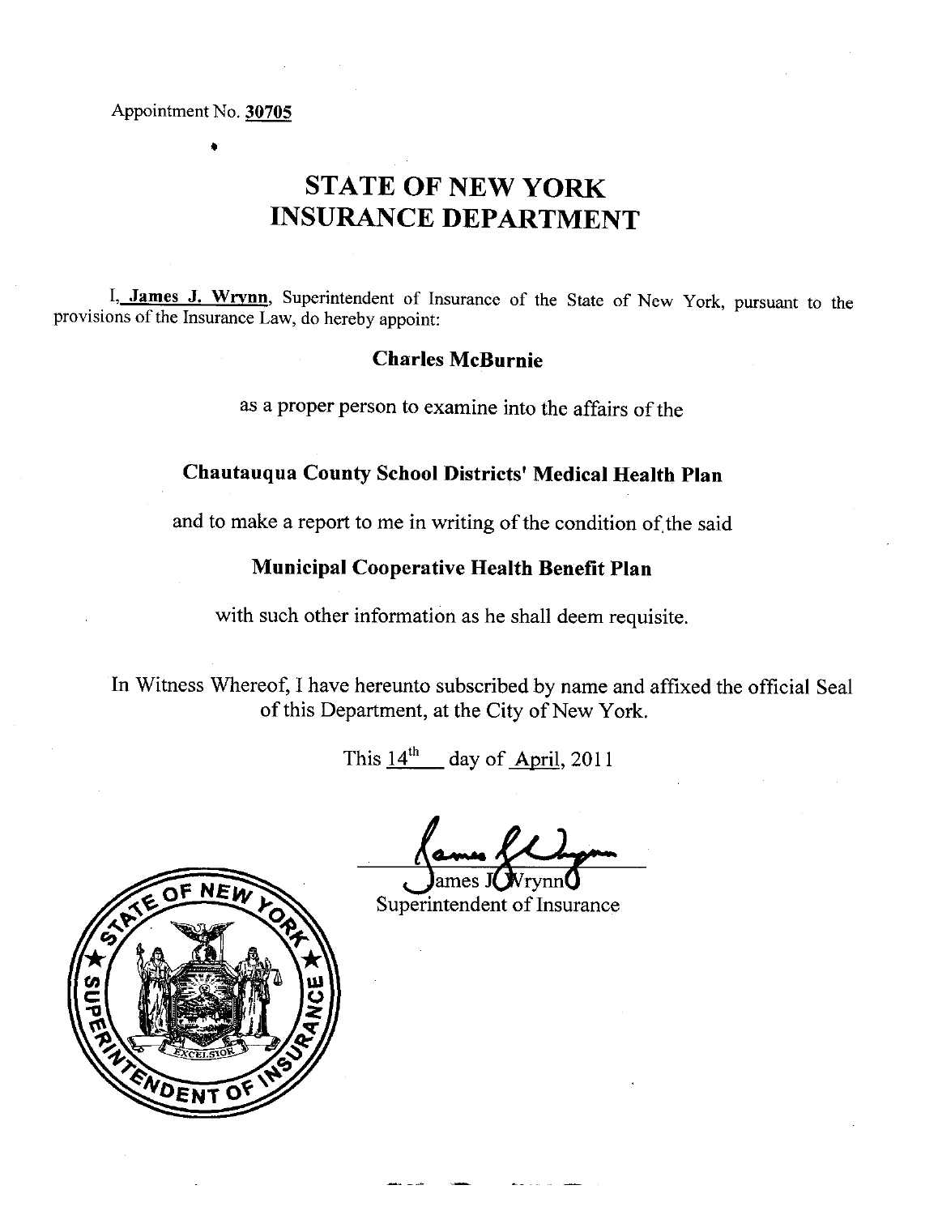Appointment No. **30705**

# STATE OF NEW YORK
# INSURANCE DEPARTMENT

I, **James J. Wrynn**, Superintendent of Insurance of the State of New York, pursuant to the provisions of the Insurance Law, do hereby appoint:

**Charles McBurnie**

as a proper person to examine into the affairs of the

**Chautauqua County School Districts' Medical Health Plan**

and to make a report to me in writing of the condition of the said

**Municipal Cooperative Health Benefit Plan**

with such other information as he shall deem requisite.

In Witness Whereof, I have hereunto subscribed by name and affixed the official Seal of this Department, at the City of New York.

This 14th day of April, 2011

James J. Wrynn
Superintendent of Insurance

STATE OF NEW YORK SUPERINTENDENT OF INSURANCE
EXCELSIOR